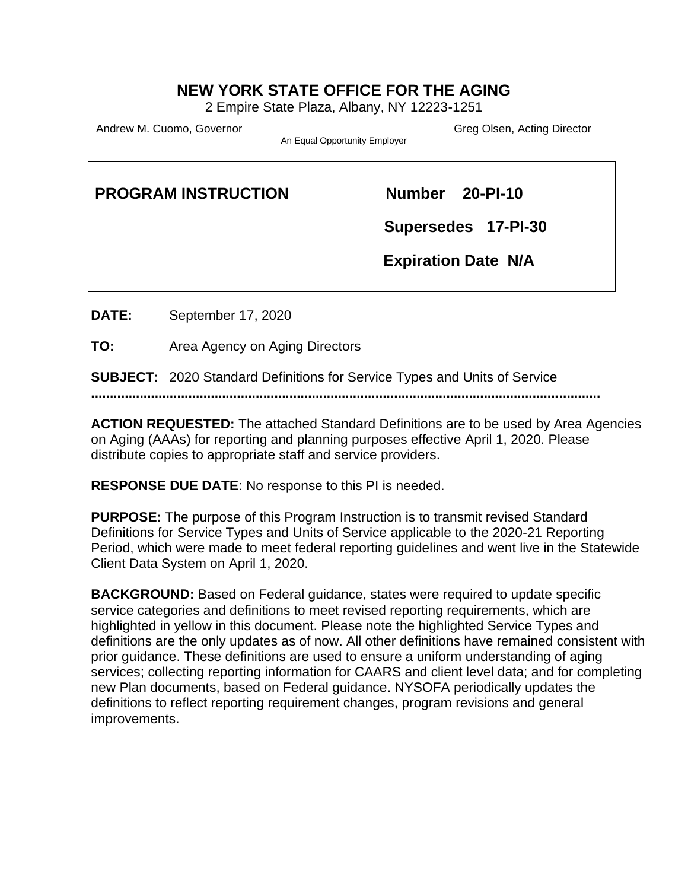# NEW YORK STATE OFFICE FOR THE AGING

2 Empire State Plaza, Albany, NY 12223-1251

Andrew M. Cuomo, Governor | Greg Olsen, Acting Director

An Equal Opportunity Employer

| **PROGRAM INSTRUCTION** | **Number 20-PI-10** |
|---|---|
| | **Supersedes 17-PI-30** |
| | **Expiration Date N/A** |

**DATE:** September 17, 2020

**TO:** Area Agency on Aging Directors

**SUBJECT:** 2020 Standard Definitions for Service Types and Units of Service

........................................................................................................................................

**ACTION REQUESTED:** The attached Standard Definitions are to be used by Area Agencies on Aging (AAAs) for reporting and planning purposes effective April 1, 2020. Please distribute copies to appropriate staff and service providers.

**RESPONSE DUE DATE**: No response to this PI is needed.

**PURPOSE:** The purpose of this Program Instruction is to transmit revised Standard Definitions for Service Types and Units of Service applicable to the 2020-21 Reporting Period, which were made to meet federal reporting guidelines and went live in the Statewide Client Data System on April 1, 2020.

**BACKGROUND:** Based on Federal guidance, states were required to update specific service categories and definitions to meet revised reporting requirements, which are highlighted in yellow in this document. Please note the highlighted Service Types and definitions are the only updates as of now. All other definitions have remained consistent with prior guidance. These definitions are used to ensure a uniform understanding of aging services; collecting reporting information for CAARS and client level data; and for completing new Plan documents, based on Federal guidance. NYSOFA periodically updates the definitions to reflect reporting requirement changes, program revisions and general improvements.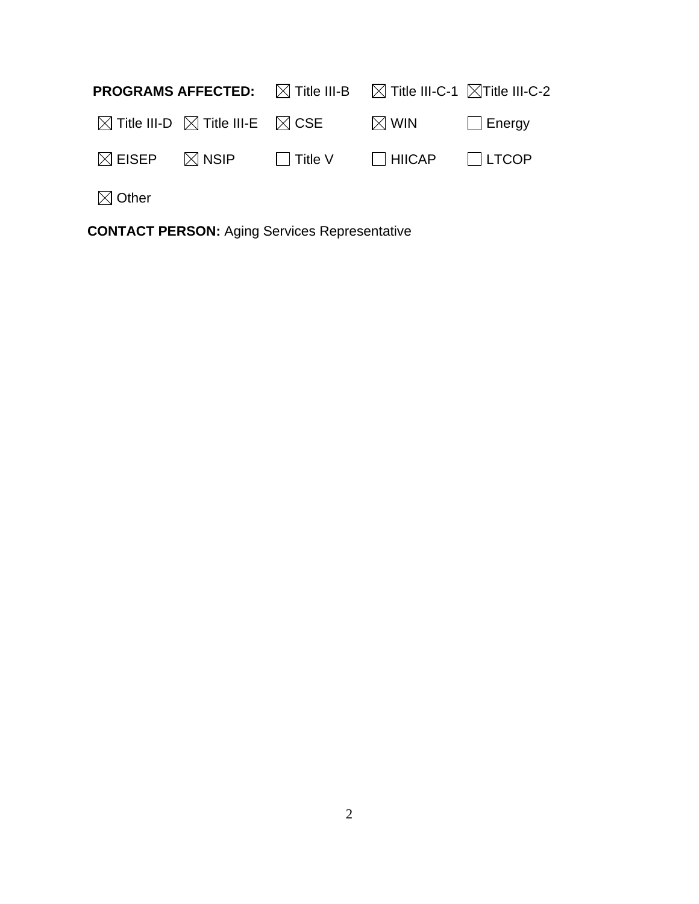**PROGRAMS AFFECTED:** ☒ Title III-B ☒ Title III-C-1 ☒ Title III-C-2

☒ Title III-D ☒ Title III-E ☒ CSE ☒ WIN ☐ Energy

☒ EISEP ☒ NSIP ☐ Title V ☐ HIICAP ☐ LTCOP

☒ Other

**CONTACT PERSON:** Aging Services Representative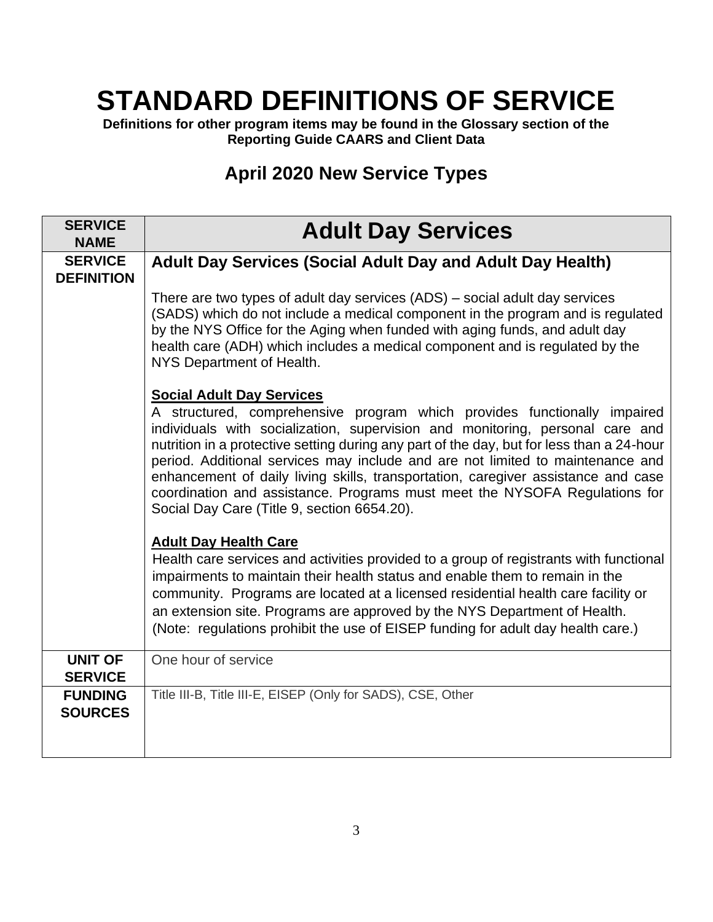# STANDARD DEFINITIONS OF SERVICE

**Definitions for other program items may be found in the Glossary section of the Reporting Guide CAARS and Client Data**

## April 2020 New Service Types

| SERVICE NAME | Adult Day Services |
|---|---|
| **SERVICE DEFINITION** | **Adult Day Services (Social Adult Day and Adult Day Health)**<br><br>There are two types of adult day services (ADS) – social adult day services (SADS) which do not include a medical component in the program and is regulated by the NYS Office for the Aging when funded with aging funds, and adult day health care (ADH) which includes a medical component and is regulated by the NYS Department of Health.<br><br>**Social Adult Day Services**<br>A structured, comprehensive program which provides functionally impaired individuals with socialization, supervision and monitoring, personal care and nutrition in a protective setting during any part of the day, but for less than a 24-hour period. Additional services may include and are not limited to maintenance and enhancement of daily living skills, transportation, caregiver assistance and case coordination and assistance. Programs must meet the NYSOFA Regulations for Social Day Care (Title 9, section 6654.20).<br><br>**Adult Day Health Care**<br>Health care services and activities provided to a group of registrants with functional impairments to maintain their health status and enable them to remain in the community. Programs are located at a licensed residential health care facility or an extension site. Programs are approved by the NYS Department of Health. (Note: regulations prohibit the use of EISEP funding for adult day health care.) |
| **UNIT OF SERVICE** | One hour of service |
| **FUNDING SOURCES** | Title III-B, Title III-E, EISEP (Only for SADS), CSE, Other |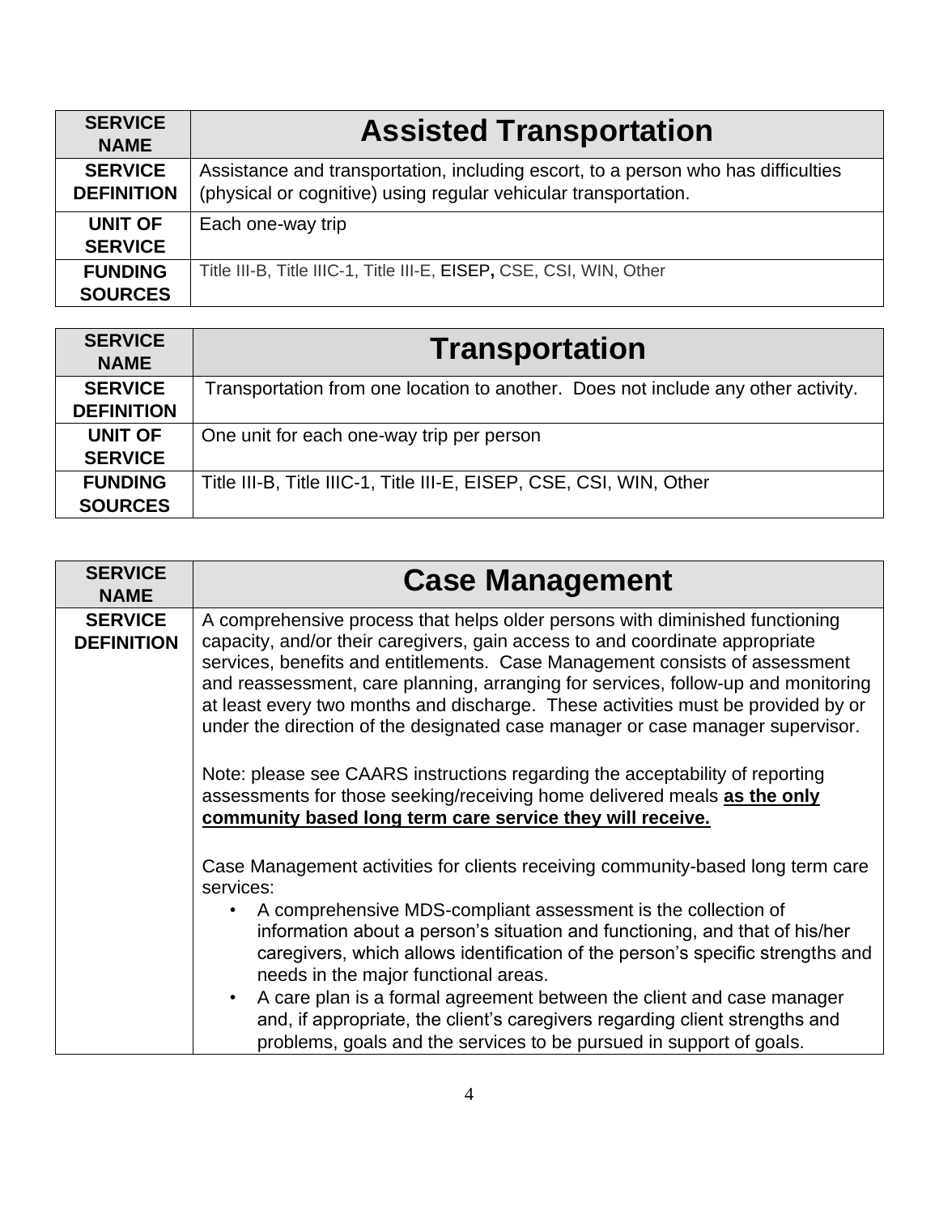| SERVICE NAME | Assisted Transportation |
|---|---|
| SERVICE DEFINITION | Assistance and transportation, including escort, to a person who has difficulties (physical or cognitive) using regular vehicular transportation. |
| UNIT OF SERVICE | Each one-way trip |
| FUNDING SOURCES | Title III-B, Title IIIC-1, Title III-E, **EISEP,** CSE, CSI, WIN, Other |

| SERVICE NAME | Transportation |
|---|---|
| SERVICE DEFINITION | Transportation from one location to another. Does not include any other activity. |
| UNIT OF SERVICE | One unit for each one-way trip per person |
| FUNDING SOURCES | Title III-B, Title IIIC-1, Title III-E, EISEP, CSE, CSI, WIN, Other |

| SERVICE NAME | Case Management |
|---|---|
| SERVICE DEFINITION | A comprehensive process that helps older persons with diminished functioning capacity, and/or their caregivers, gain access to and coordinate appropriate services, benefits and entitlements. Case Management consists of assessment and reassessment, care planning, arranging for services, follow-up and monitoring at least every two months and discharge. These activities must be provided by or under the direction of the designated case manager or case manager supervisor.<br><br>Note: please see CAARS instructions regarding the acceptability of reporting assessments for those seeking/receiving home delivered meals **as the only community based long term care service they will receive.**<br><br>Case Management activities for clients receiving community-based long term care services:<br>• A comprehensive MDS-compliant assessment is the collection of information about a person's situation and functioning, and that of his/her caregivers, which allows identification of the person's specific strengths and needs in the major functional areas.<br>• A care plan is a formal agreement between the client and case manager and, if appropriate, the client's caregivers regarding client strengths and problems, goals and the services to be pursued in support of goals. |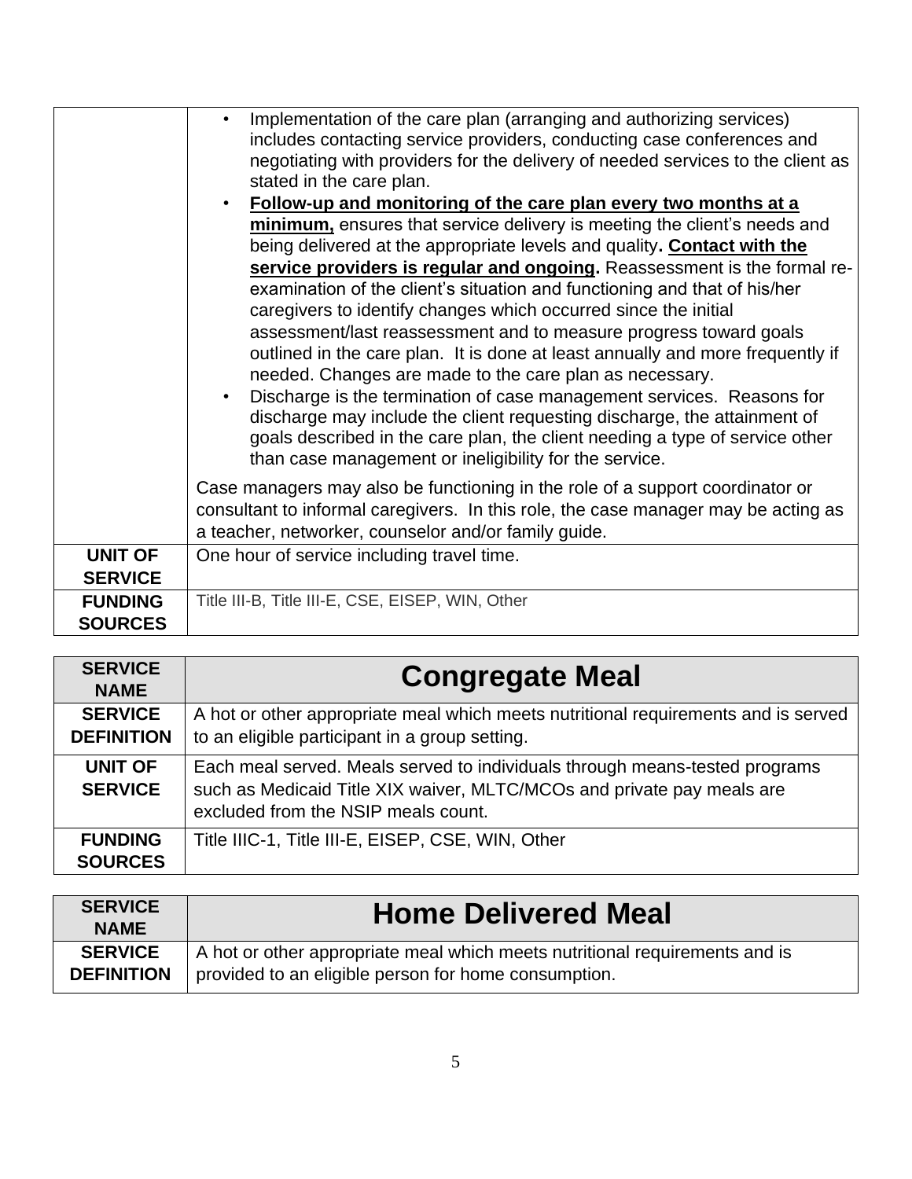| | |
|---|---|
| | • Implementation of the care plan (arranging and authorizing services) includes contacting service providers, conducting case conferences and negotiating with providers for the delivery of needed services to the client as stated in the care plan.<br>• **Follow-up and monitoring of the care plan every two months at a minimum,** ensures that service delivery is meeting the client's needs and being delivered at the appropriate levels and quality**. Contact with the service providers is regular and ongoing.** Reassessment is the formal re-examination of the client's situation and functioning and that of his/her caregivers to identify changes which occurred since the initial assessment/last reassessment and to measure progress toward goals outlined in the care plan. It is done at least annually and more frequently if needed. Changes are made to the care plan as necessary.<br>• Discharge is the termination of case management services. Reasons for discharge may include the client requesting discharge, the attainment of goals described in the care plan, the client needing a type of service other than case management or ineligibility for the service.<br><br>Case managers may also be functioning in the role of a support coordinator or consultant to informal caregivers. In this role, the case manager may be acting as a teacher, networker, counselor and/or family guide. |
| **UNIT OF SERVICE** | One hour of service including travel time. |
| **FUNDING SOURCES** | Title III-B, Title III-E, CSE, EISEP, WIN, Other |

| **SERVICE NAME** | **Congregate Meal** |
|---|---|
| **SERVICE DEFINITION** | A hot or other appropriate meal which meets nutritional requirements and is served to an eligible participant in a group setting. |
| **UNIT OF SERVICE** | Each meal served. Meals served to individuals through means-tested programs such as Medicaid Title XIX waiver, MLTC/MCOs and private pay meals are excluded from the NSIP meals count. |
| **FUNDING SOURCES** | Title IIIC-1, Title III-E, EISEP, CSE, WIN, Other |

| **SERVICE NAME** | **Home Delivered Meal** |
|---|---|
| **SERVICE DEFINITION** | A hot or other appropriate meal which meets nutritional requirements and is provided to an eligible person for home consumption. |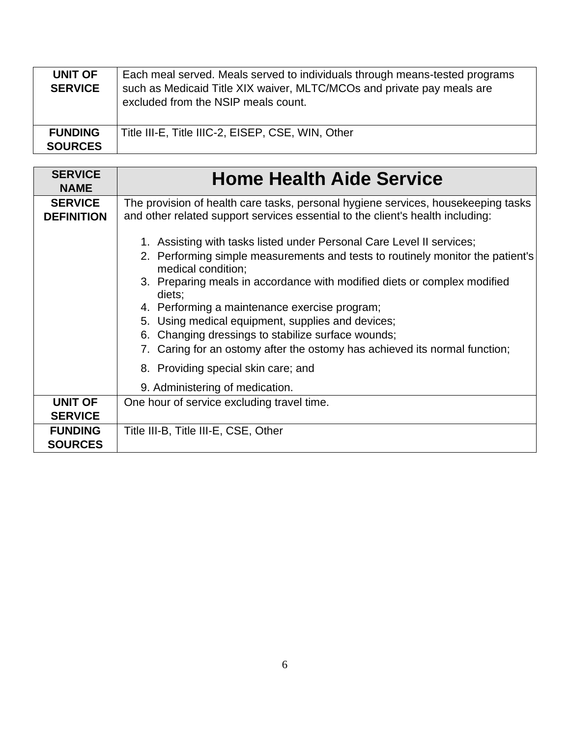| UNIT OF SERVICE | Each meal served. Meals served to individuals through means-tested programs such as Medicaid Title XIX waiver, MLTC/MCOs and private pay meals are excluded from the NSIP meals count. |
|---|---|
| **FUNDING SOURCES** | Title III-E, Title IIIC-2, EISEP, CSE, WIN, Other |

| SERVICE NAME | Home Health Aide Service |
|---|---|
| **SERVICE DEFINITION** | The provision of health care tasks, personal hygiene services, housekeeping tasks and other related support services essential to the client's health including:<br><br>1. Assisting with tasks listed under Personal Care Level II services;<br>2. Performing simple measurements and tests to routinely monitor the patient's medical condition;<br>3. Preparing meals in accordance with modified diets or complex modified diets;<br>4. Performing a maintenance exercise program;<br>5. Using medical equipment, supplies and devices;<br>6. Changing dressings to stabilize surface wounds;<br>7. Caring for an ostomy after the ostomy has achieved its normal function;<br>8. Providing special skin care; and<br>9. Administering of medication. |
| **UNIT OF SERVICE** | One hour of service excluding travel time. |
| **FUNDING SOURCES** | Title III-B, Title III-E, CSE, Other |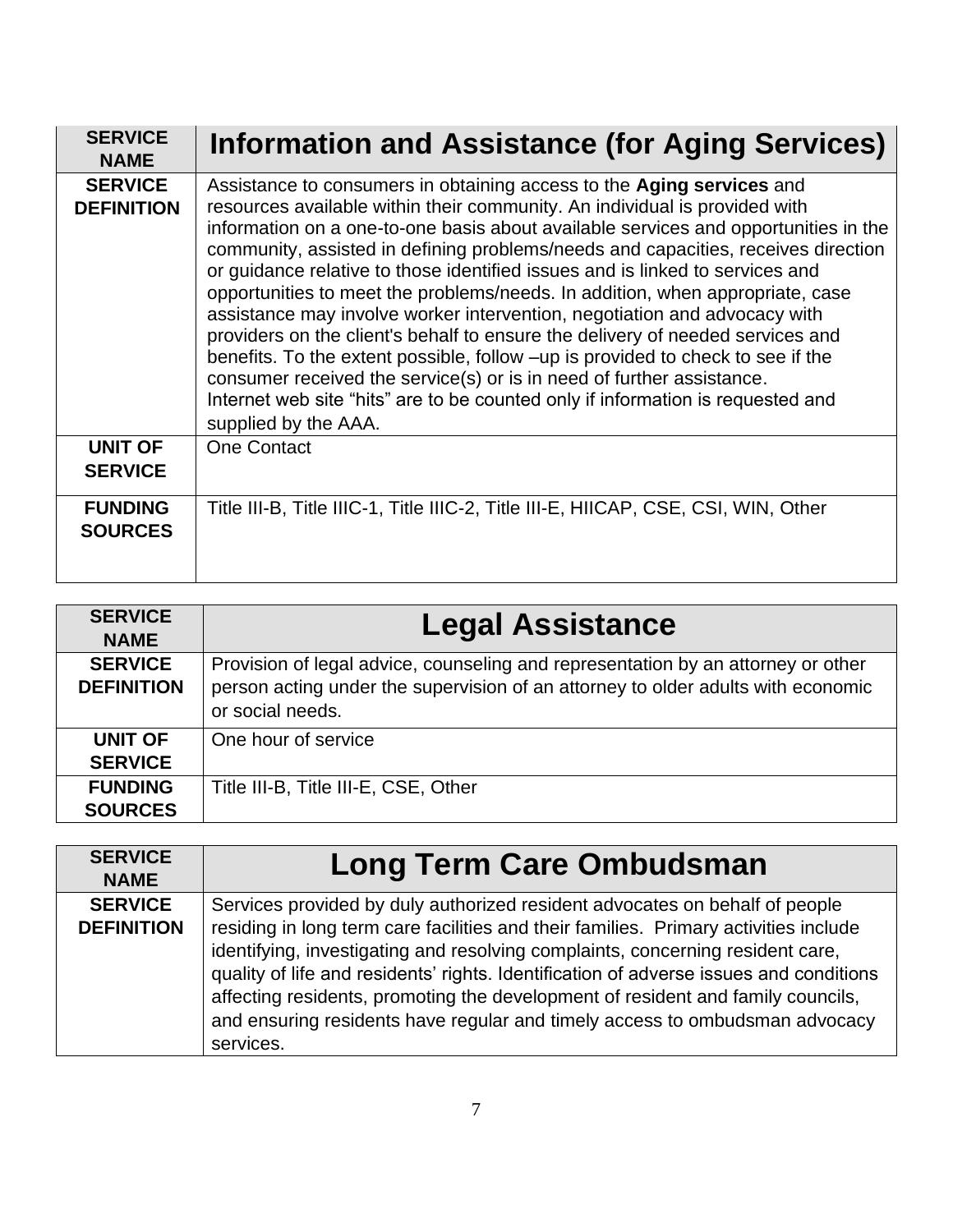| SERVICE NAME | Information and Assistance (for Aging Services) |
| --- | --- |
| **SERVICE DEFINITION** | Assistance to consumers in obtaining access to the **Aging services** and resources available within their community. An individual is provided with information on a one-to-one basis about available services and opportunities in the community, assisted in defining problems/needs and capacities, receives direction or guidance relative to those identified issues and is linked to services and opportunities to meet the problems/needs. In addition, when appropriate, case assistance may involve worker intervention, negotiation and advocacy with providers on the client's behalf to ensure the delivery of needed services and benefits. To the extent possible, follow –up is provided to check to see if the consumer received the service(s) or is in need of further assistance. Internet web site "hits" are to be counted only if information is requested and supplied by the AAA. |
| **UNIT OF SERVICE** | One Contact |
| **FUNDING SOURCES** | Title III-B, Title IIIC-1, Title IIIC-2, Title III-E, HIICAP, CSE, CSI, WIN, Other |

| SERVICE NAME | Legal Assistance |
| --- | --- |
| **SERVICE DEFINITION** | Provision of legal advice, counseling and representation by an attorney or other person acting under the supervision of an attorney to older adults with economic or social needs. |
| **UNIT OF SERVICE** | One hour of service |
| **FUNDING SOURCES** | Title III-B, Title III-E, CSE, Other |

| SERVICE NAME | Long Term Care Ombudsman |
| --- | --- |
| **SERVICE DEFINITION** | Services provided by duly authorized resident advocates on behalf of people residing in long term care facilities and their families. Primary activities include identifying, investigating and resolving complaints, concerning resident care, quality of life and residents' rights. Identification of adverse issues and conditions affecting residents, promoting the development of resident and family councils, and ensuring residents have regular and timely access to ombudsman advocacy services. |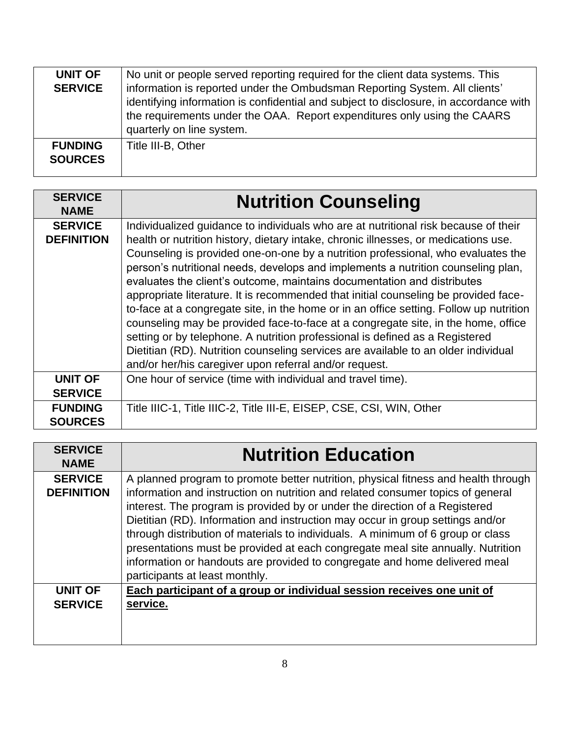| | |
|---|---|
| **UNIT OF SERVICE** | No unit or people served reporting required for the client data systems. This information is reported under the Ombudsman Reporting System. All clients' identifying information is confidential and subject to disclosure, in accordance with the requirements under the OAA. Report expenditures only using the CAARS quarterly on line system. |
| **FUNDING SOURCES** | Title III-B, Other |

| **SERVICE NAME** | **Nutrition Counseling** |
|---|---|
| **SERVICE DEFINITION** | Individualized guidance to individuals who are at nutritional risk because of their health or nutrition history, dietary intake, chronic illnesses, or medications use. Counseling is provided one-on-one by a nutrition professional, who evaluates the person's nutritional needs, develops and implements a nutrition counseling plan, evaluates the client's outcome, maintains documentation and distributes appropriate literature. It is recommended that initial counseling be provided face-to-face at a congregate site, in the home or in an office setting. Follow up nutrition counseling may be provided face-to-face at a congregate site, in the home, office setting or by telephone. A nutrition professional is defined as a Registered Dietitian (RD). Nutrition counseling services are available to an older individual and/or her/his caregiver upon referral and/or request. |
| **UNIT OF SERVICE** | One hour of service (time with individual and travel time). |
| **FUNDING SOURCES** | Title IIIC-1, Title IIIC-2, Title III-E, EISEP, CSE, CSI, WIN, Other |

| **SERVICE NAME** | **Nutrition Education** |
|---|---|
| **SERVICE DEFINITION** | A planned program to promote better nutrition, physical fitness and health through information and instruction on nutrition and related consumer topics of general interest. The program is provided by or under the direction of a Registered Dietitian (RD). Information and instruction may occur in group settings and/or through distribution of materials to individuals. A minimum of 6 group or class presentations must be provided at each congregate meal site annually. Nutrition information or handouts are provided to congregate and home delivered meal participants at least monthly. |
| **UNIT OF SERVICE** | <u>**Each participant of a group or individual session receives one unit of service.**</u> |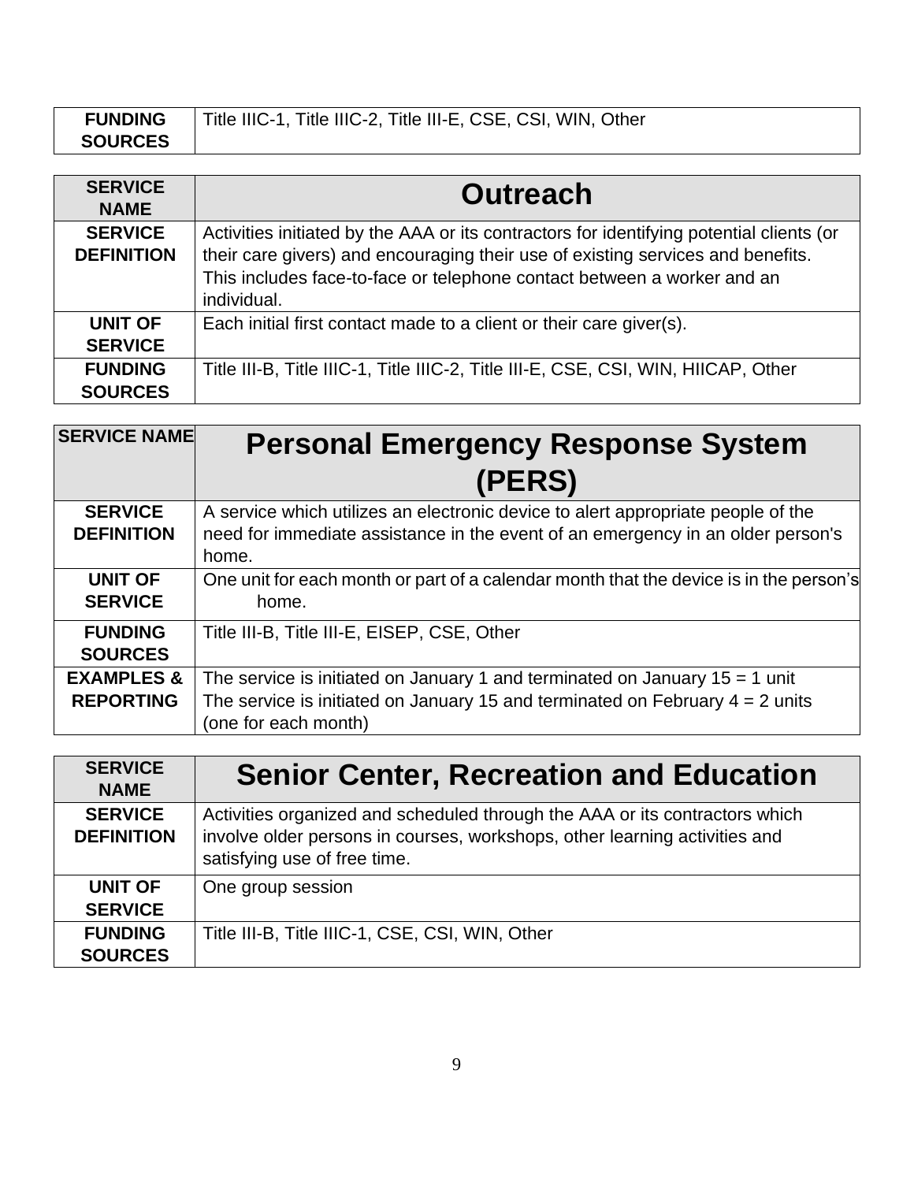| FUNDING SOURCES | Title IIIC-1, Title IIIC-2, Title III-E, CSE, CSI, WIN, Other |
|---|---|

| SERVICE NAME | Outreach |
|---|---|
| SERVICE DEFINITION | Activities initiated by the AAA or its contractors for identifying potential clients (or their care givers) and encouraging their use of existing services and benefits. This includes face-to-face or telephone contact between a worker and an individual. |
| UNIT OF SERVICE | Each initial first contact made to a client or their care giver(s). |
| FUNDING SOURCES | Title III-B, Title IIIC-1, Title IIIC-2, Title III-E, CSE, CSI, WIN, HIICAP, Other |

| SERVICE NAME | Personal Emergency Response System (PERS) |
|---|---|
| SERVICE DEFINITION | A service which utilizes an electronic device to alert appropriate people of the need for immediate assistance in the event of an emergency in an older person's home. |
| UNIT OF SERVICE | One unit for each month or part of a calendar month that the device is in the person's home. |
| FUNDING SOURCES | Title III-B, Title III-E, EISEP, CSE, Other |
| EXAMPLES & REPORTING | The service is initiated on January 1 and terminated on January 15 = 1 unit<br>The service is initiated on January 15 and terminated on February 4 = 2 units (one for each month) |

| SERVICE NAME | Senior Center, Recreation and Education |
|---|---|
| SERVICE DEFINITION | Activities organized and scheduled through the AAA or its contractors which involve older persons in courses, workshops, other learning activities and satisfying use of free time. |
| UNIT OF SERVICE | One group session |
| FUNDING SOURCES | Title III-B, Title IIIC-1, CSE, CSI, WIN, Other |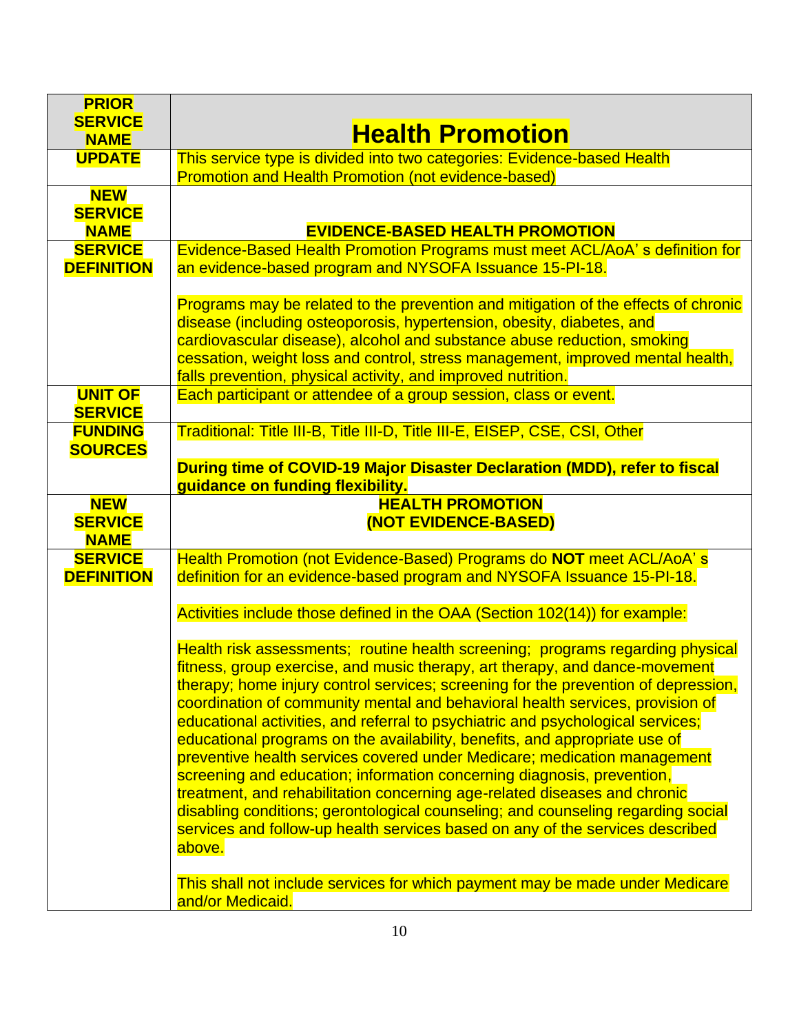| PRIOR SERVICE NAME | Health Promotion |
|---|---|
| UPDATE | This service type is divided into two categories: Evidence-based Health Promotion and Health Promotion (not evidence-based) |
| NEW SERVICE NAME | **EVIDENCE-BASED HEALTH PROMOTION** |
| SERVICE DEFINITION | Evidence-Based Health Promotion Programs must meet ACL/AoA' s definition for an evidence-based program and NYSOFA Issuance 15-PI-18.<br><br>Programs may be related to the prevention and mitigation of the effects of chronic disease (including osteoporosis, hypertension, obesity, diabetes, and cardiovascular disease), alcohol and substance abuse reduction, smoking cessation, weight loss and control, stress management, improved mental health, falls prevention, physical activity, and improved nutrition. |
| UNIT OF SERVICE | Each participant or attendee of a group session, class or event. |
| FUNDING SOURCES | Traditional: Title III-B, Title III-D, Title III-E, EISEP, CSE, CSI, Other<br><br>**During time of COVID-19 Major Disaster Declaration (MDD), refer to fiscal guidance on funding flexibility.** |
| NEW SERVICE NAME | **HEALTH PROMOTION (NOT EVIDENCE-BASED)** |
| SERVICE DEFINITION | Health Promotion (not Evidence-Based) Programs do **NOT** meet ACL/AoA' s definition for an evidence-based program and NYSOFA Issuance 15-PI-18.<br><br>Activities include those defined in the OAA (Section 102(14)) for example:<br><br>Health risk assessments; routine health screening; programs regarding physical fitness, group exercise, and music therapy, art therapy, and dance-movement therapy; home injury control services; screening for the prevention of depression, coordination of community mental and behavioral health services, provision of educational activities, and referral to psychiatric and psychological services; educational programs on the availability, benefits, and appropriate use of preventive health services covered under Medicare; medication management screening and education; information concerning diagnosis, prevention, treatment, and rehabilitation concerning age-related diseases and chronic disabling conditions; gerontological counseling; and counseling regarding social services and follow-up health services based on any of the services described above.<br><br>This shall not include services for which payment may be made under Medicare and/or Medicaid. |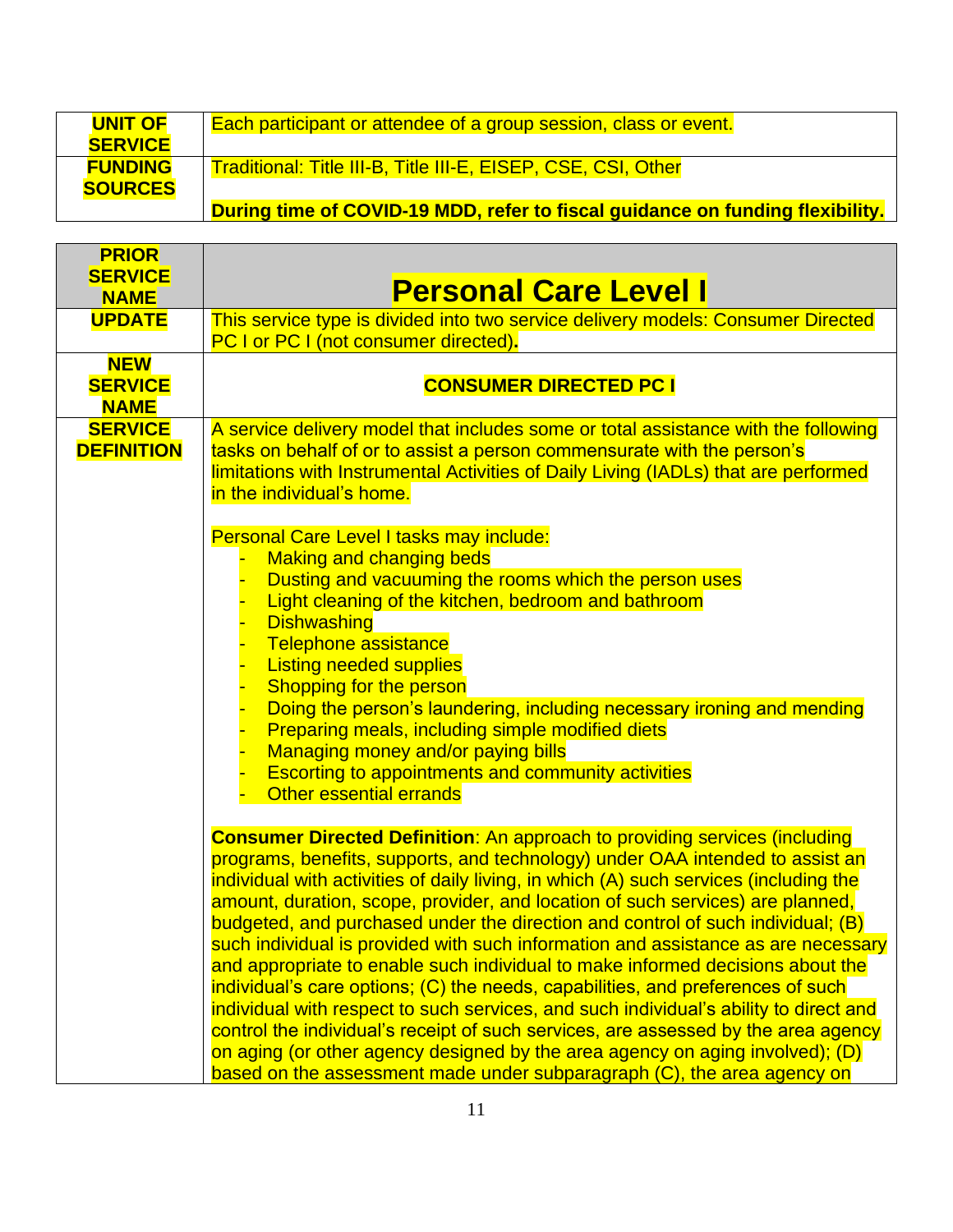| | |
|---|---|
| **UNIT OF SERVICE** | Each participant or attendee of a group session, class or event. |
| **FUNDING SOURCES** | Traditional: Title III-B, Title III-E, EISEP, CSE, CSI, Other<br><br>**During time of COVID-19 MDD, refer to fiscal guidance on funding flexibility.** |

| **PRIOR SERVICE NAME** | **Personal Care Level I** |
|---|---|
| **UPDATE** | This service type is divided into two service delivery models: Consumer Directed PC I or PC I (not consumer directed). |
| **NEW SERVICE NAME** | **CONSUMER DIRECTED PC I** |
| **SERVICE DEFINITION** | A service delivery model that includes some or total assistance with the following tasks on behalf of or to assist a person commensurate with the person's limitations with Instrumental Activities of Daily Living (IADLs) that are performed in the individual's home.<br><br>Personal Care Level I tasks may include:<br>- Making and changing beds<br>- Dusting and vacuuming the rooms which the person uses<br>- Light cleaning of the kitchen, bedroom and bathroom<br>- Dishwashing<br>- Telephone assistance<br>- Listing needed supplies<br>- Shopping for the person<br>- Doing the person's laundering, including necessary ironing and mending<br>- Preparing meals, including simple modified diets<br>- Managing money and/or paying bills<br>- Escorting to appointments and community activities<br>- Other essential errands<br><br>**Consumer Directed Definition**: An approach to providing services (including programs, benefits, supports, and technology) under OAA intended to assist an individual with activities of daily living, in which (A) such services (including the amount, duration, scope, provider, and location of such services) are planned, budgeted, and purchased under the direction and control of such individual; (B) such individual is provided with such information and assistance as are necessary and appropriate to enable such individual to make informed decisions about the individual's care options; (C) the needs, capabilities, and preferences of such individual with respect to such services, and such individual's ability to direct and control the individual's receipt of such services, are assessed by the area agency on aging (or other agency designed by the area agency on aging involved); (D) based on the assessment made under subparagraph (C), the area agency on |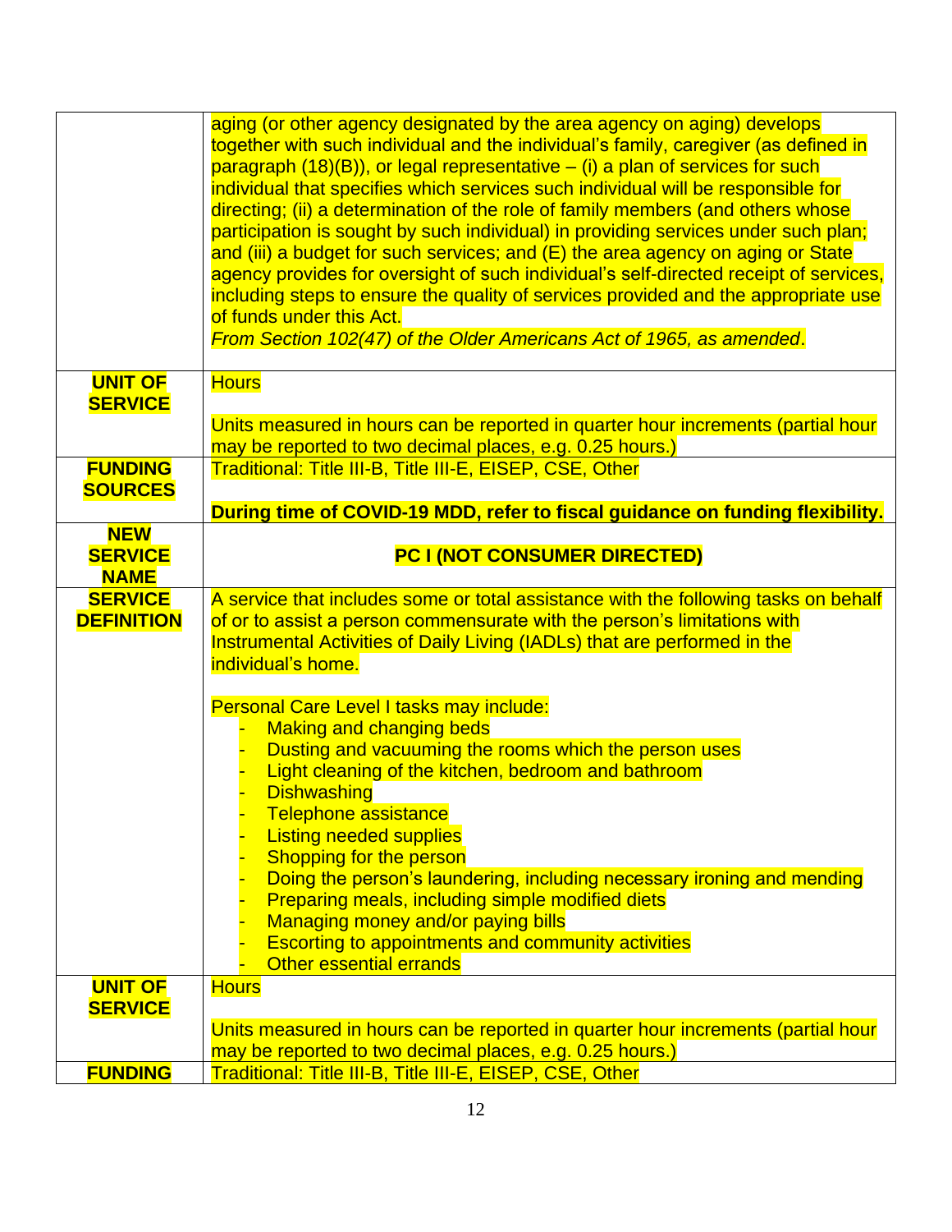| | |
|---|---|
| | aging (or other agency designated by the area agency on aging) develops together with such individual and the individual's family, caregiver (as defined in paragraph (18)(B)), or legal representative – (i) a plan of services for such individual that specifies which services such individual will be responsible for directing; (ii) a determination of the role of family members (and others whose participation is sought by such individual) in providing services under such plan; and (iii) a budget for such services; and (E) the area agency on aging or State agency provides for oversight of such individual's self-directed receipt of services, including steps to ensure the quality of services provided and the appropriate use of funds under this Act.<br>*From Section 102(47) of the Older Americans Act of 1965, as amended*. |
| **UNIT OF SERVICE** | Hours<br><br>Units measured in hours can be reported in quarter hour increments (partial hour may be reported to two decimal places, e.g. 0.25 hours.) |
| **FUNDING SOURCES** | Traditional: Title III-B, Title III-E, EISEP, CSE, Other<br><br>**During time of COVID-19 MDD, refer to fiscal guidance on funding flexibility.** |
| **NEW SERVICE NAME** | **PC I (NOT CONSUMER DIRECTED)** |
| **SERVICE DEFINITION** | A service that includes some or total assistance with the following tasks on behalf of or to assist a person commensurate with the person's limitations with Instrumental Activities of Daily Living (IADLs) that are performed in the individual's home.<br><br>Personal Care Level I tasks may include:<br>- Making and changing beds<br>- Dusting and vacuuming the rooms which the person uses<br>- Light cleaning of the kitchen, bedroom and bathroom<br>- Dishwashing<br>- Telephone assistance<br>- Listing needed supplies<br>- Shopping for the person<br>- Doing the person's laundering, including necessary ironing and mending<br>- Preparing meals, including simple modified diets<br>- Managing money and/or paying bills<br>- Escorting to appointments and community activities<br>- Other essential errands |
| **UNIT OF SERVICE** | Hours<br><br>Units measured in hours can be reported in quarter hour increments (partial hour may be reported to two decimal places, e.g. 0.25 hours.) |
| **FUNDING** | Traditional: Title III-B, Title III-E, EISEP, CSE, Other |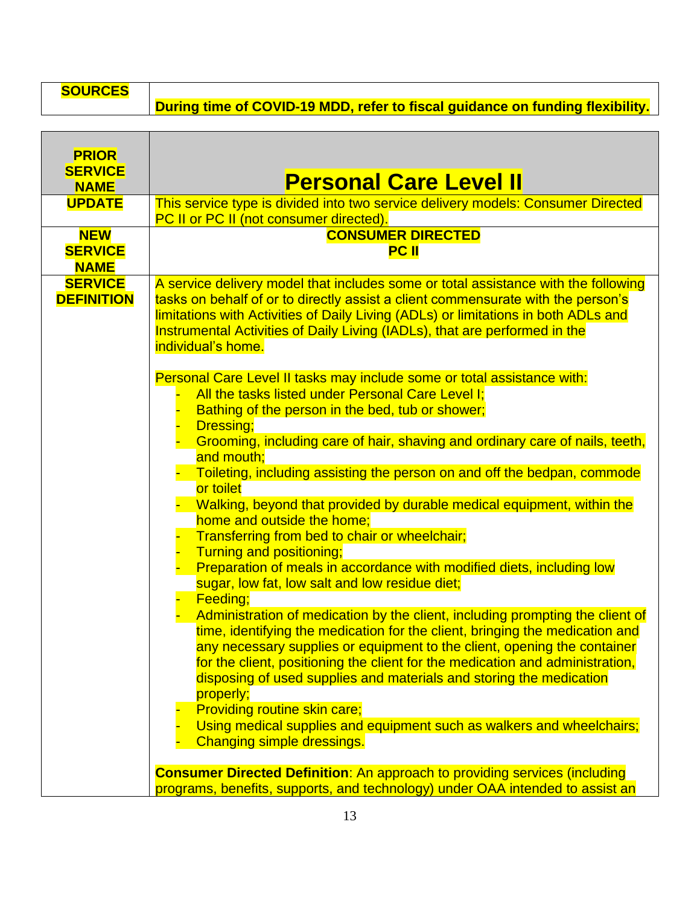| SOURCES | During time of COVID-19 MDD, refer to fiscal guidance on funding flexibility. |
|---|---|

| PRIOR SERVICE NAME | Personal Care Level II |
|---|---|
| UPDATE | This service type is divided into two service delivery models: Consumer Directed PC II or PC II (not consumer directed). |
| NEW SERVICE NAME | **CONSUMER DIRECTED PC II** |
| SERVICE DEFINITION | A service delivery model that includes some or total assistance with the following tasks on behalf of or to directly assist a client commensurate with the person's limitations with Activities of Daily Living (ADLs) or limitations in both ADLs and Instrumental Activities of Daily Living (IADLs), that are performed in the individual's home.<br><br>Personal Care Level II tasks may include some or total assistance with:<br>- All the tasks listed under Personal Care Level I;<br>- Bathing of the person in the bed, tub or shower;<br>- Dressing;<br>- Grooming, including care of hair, shaving and ordinary care of nails, teeth, and mouth;<br>- Toileting, including assisting the person on and off the bedpan, commode or toilet<br>- Walking, beyond that provided by durable medical equipment, within the home and outside the home;<br>- Transferring from bed to chair or wheelchair;<br>- Turning and positioning;<br>- Preparation of meals in accordance with modified diets, including low sugar, low fat, low salt and low residue diet;<br>- Feeding;<br>- Administration of medication by the client, including prompting the client of time, identifying the medication for the client, bringing the medication and any necessary supplies or equipment to the client, opening the container for the client, positioning the client for the medication and administration, disposing of used supplies and materials and storing the medication properly;<br>- Providing routine skin care;<br>- Using medical supplies and equipment such as walkers and wheelchairs;<br>- Changing simple dressings.<br><br>**Consumer Directed Definition**: An approach to providing services (including programs, benefits, supports, and technology) under OAA intended to assist an |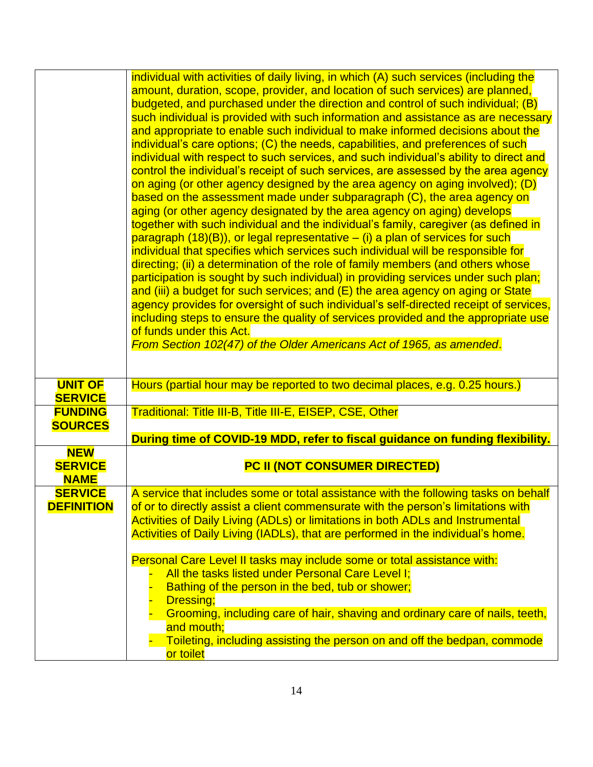| | |
|---|---|
| | individual with activities of daily living, in which (A) such services (including the amount, duration, scope, provider, and location of such services) are planned, budgeted, and purchased under the direction and control of such individual; (B) such individual is provided with such information and assistance as are necessary and appropriate to enable such individual to make informed decisions about the individual's care options; (C) the needs, capabilities, and preferences of such individual with respect to such services, and such individual's ability to direct and control the individual's receipt of such services, are assessed by the area agency on aging (or other agency designed by the area agency on aging involved); (D) based on the assessment made under subparagraph (C), the area agency on aging (or other agency designated by the area agency on aging) develops together with such individual and the individual's family, caregiver (as defined in paragraph (18)(B)), or legal representative – (i) a plan of services for such individual that specifies which services such individual will be responsible for directing; (ii) a determination of the role of family members (and others whose participation is sought by such individual) in providing services under such plan; and (iii) a budget for such services; and (E) the area agency on aging or State agency provides for oversight of such individual's self-directed receipt of services, including steps to ensure the quality of services provided and the appropriate use of funds under this Act.<br>*From Section 102(47) of the Older Americans Act of 1965, as amended*. |
| **UNIT OF SERVICE** | Hours (partial hour may be reported to two decimal places, e.g. 0.25 hours.) |
| **FUNDING SOURCES** | Traditional: Title III-B, Title III-E, EISEP, CSE, Other<br><br>**During time of COVID-19 MDD, refer to fiscal guidance on funding flexibility.** |
| **NEW SERVICE NAME** | **PC II (NOT CONSUMER DIRECTED)** |
| **SERVICE DEFINITION** | A service that includes some or total assistance with the following tasks on behalf of or to directly assist a client commensurate with the person's limitations with Activities of Daily Living (ADLs) or limitations in both ADLs and Instrumental Activities of Daily Living (IADLs), that are performed in the individual's home.<br><br>Personal Care Level II tasks may include some or total assistance with:<br>- All the tasks listed under Personal Care Level I;<br>- Bathing of the person in the bed, tub or shower;<br>- Dressing;<br>- Grooming, including care of hair, shaving and ordinary care of nails, teeth, and mouth;<br>- Toileting, including assisting the person on and off the bedpan, commode or toilet |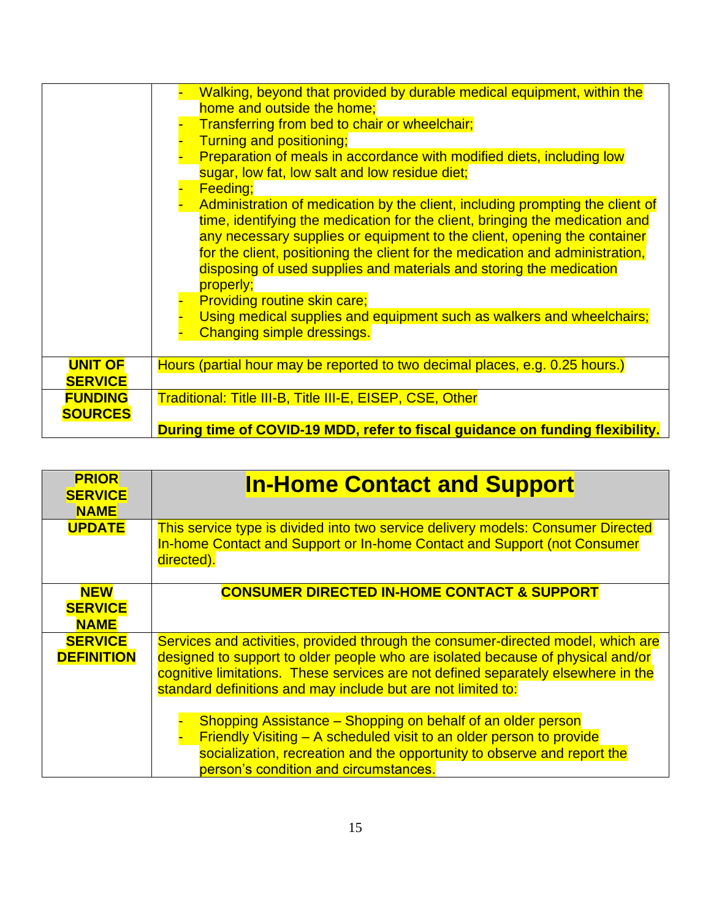| | |
|---|---|
| | - Walking, beyond that provided by durable medical equipment, within the home and outside the home;<br>- Transferring from bed to chair or wheelchair;<br>- Turning and positioning;<br>- Preparation of meals in accordance with modified diets, including low sugar, low fat, low salt and low residue diet;<br>- Feeding;<br>- Administration of medication by the client, including prompting the client of time, identifying the medication for the client, bringing the medication and any necessary supplies or equipment to the client, opening the container for the client, positioning the client for the medication and administration, disposing of used supplies and materials and storing the medication properly;<br>- Providing routine skin care;<br>- Using medical supplies and equipment such as walkers and wheelchairs;<br>- Changing simple dressings. |
| **UNIT OF SERVICE** | Hours (partial hour may be reported to two decimal places, e.g. 0.25 hours.) |
| **FUNDING SOURCES** | Traditional: Title III-B, Title III-E, EISEP, CSE, Other<br><br>**During time of COVID-19 MDD, refer to fiscal guidance on funding flexibility.** |

| **PRIOR SERVICE NAME** | **In-Home Contact and Support** |
|---|---|
| **UPDATE** | This service type is divided into two service delivery models: Consumer Directed In-home Contact and Support or In-home Contact and Support (not Consumer directed). |
| **NEW SERVICE NAME** | **CONSUMER DIRECTED IN-HOME CONTACT & SUPPORT** |
| **SERVICE DEFINITION** | Services and activities, provided through the consumer-directed model, which are designed to support to older people who are isolated because of physical and/or cognitive limitations. These services are not defined separately elsewhere in the standard definitions and may include but are not limited to:<br><br>- Shopping Assistance – Shopping on behalf of an older person<br>- Friendly Visiting – A scheduled visit to an older person to provide socialization, recreation and the opportunity to observe and report the person's condition and circumstances. |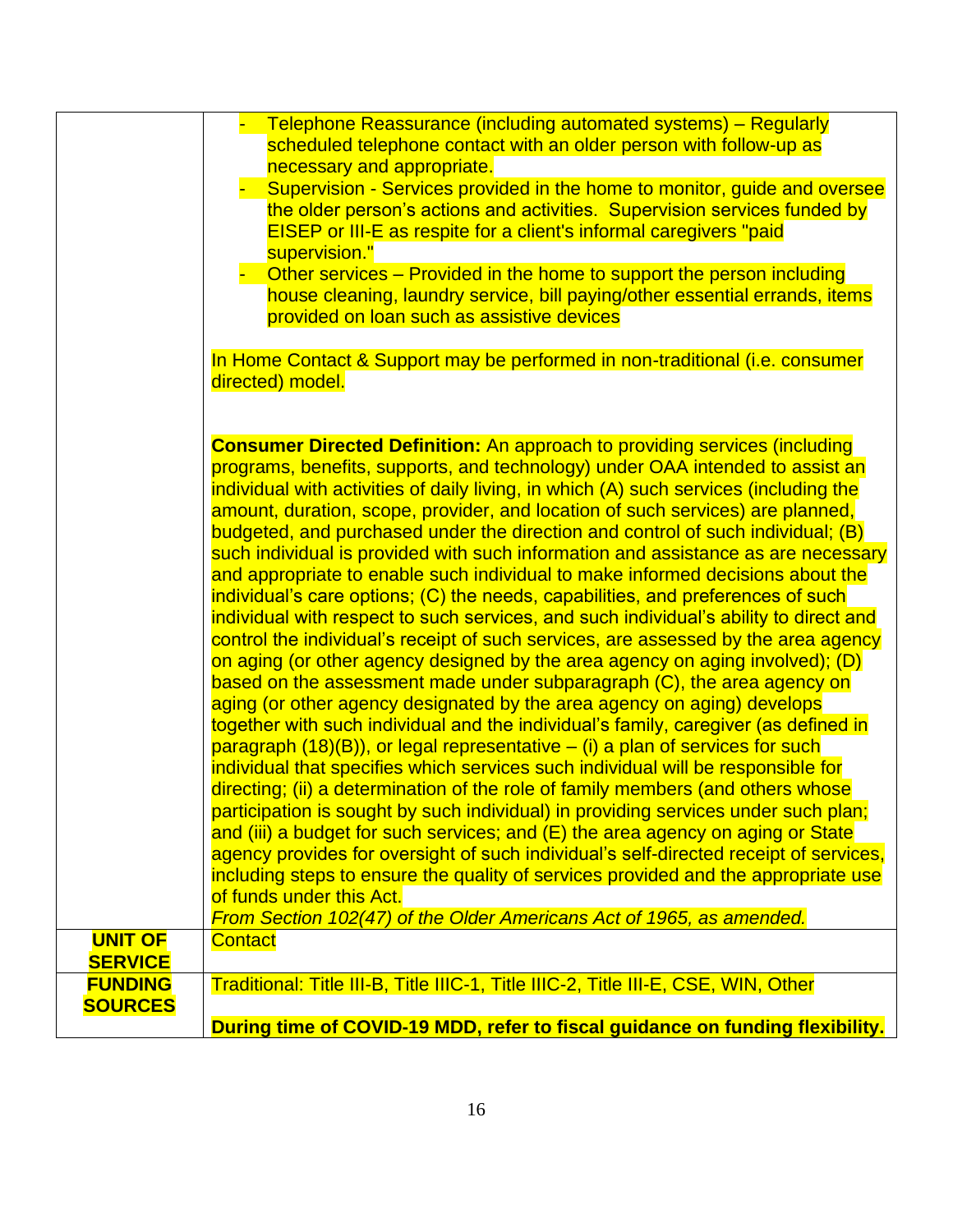| | |
|---|---|
| | - Telephone Reassurance (including automated systems) – Regularly scheduled telephone contact with an older person with follow-up as necessary and appropriate.<br>- Supervision - Services provided in the home to monitor, guide and oversee the older person's actions and activities. Supervision services funded by EISEP or III-E as respite for a client's informal caregivers "paid supervision."<br>- Other services – Provided in the home to support the person including house cleaning, laundry service, bill paying/other essential errands, items provided on loan such as assistive devices<br><br>In Home Contact & Support may be performed in non-traditional (i.e. consumer directed) model.<br><br>**Consumer Directed Definition:** An approach to providing services (including programs, benefits, supports, and technology) under OAA intended to assist an individual with activities of daily living, in which (A) such services (including the amount, duration, scope, provider, and location of such services) are planned, budgeted, and purchased under the direction and control of such individual; (B) such individual is provided with such information and assistance as are necessary and appropriate to enable such individual to make informed decisions about the individual's care options; (C) the needs, capabilities, and preferences of such individual with respect to such services, and such individual's ability to direct and control the individual's receipt of such services, are assessed by the area agency on aging (or other agency designed by the area agency on aging involved); (D) based on the assessment made under subparagraph (C), the area agency on aging (or other agency designated by the area agency on aging) develops together with such individual and the individual's family, caregiver (as defined in paragraph (18)(B)), or legal representative – (i) a plan of services for such individual that specifies which services such individual will be responsible for directing; (ii) a determination of the role of family members (and others whose participation is sought by such individual) in providing services under such plan; and (iii) a budget for such services; and (E) the area agency on aging or State agency provides for oversight of such individual's self-directed receipt of services, including steps to ensure the quality of services provided and the appropriate use of funds under this Act.<br>*From Section 102(47) of the Older Americans Act of 1965, as amended.* |
| **UNIT OF SERVICE** | Contact |
| **FUNDING SOURCES** | Traditional: Title III-B, Title IIIC-1, Title IIIC-2, Title III-E, CSE, WIN, Other<br><br>**During time of COVID-19 MDD, refer to fiscal guidance on funding flexibility.** |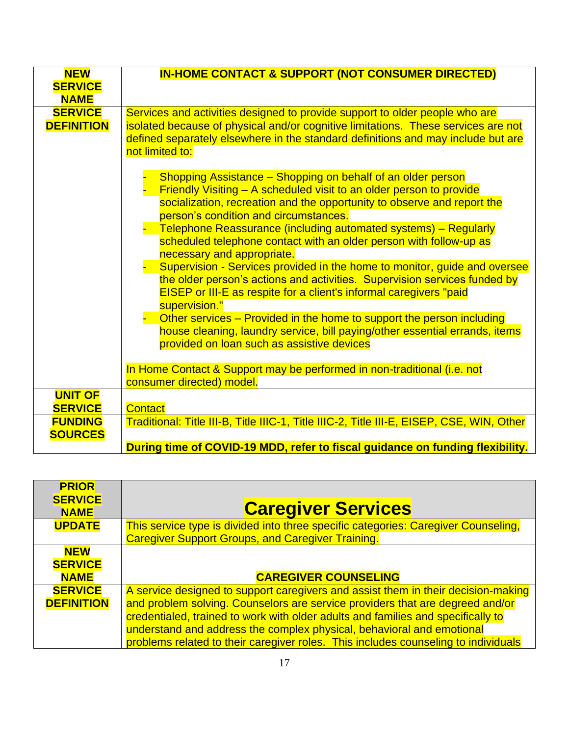| **NEW SERVICE NAME** | **IN-HOME CONTACT & SUPPORT (NOT CONSUMER DIRECTED)** |
|---|---|
| **SERVICE DEFINITION** | Services and activities designed to provide support to older people who are isolated because of physical and/or cognitive limitations. These services are not defined separately elsewhere in the standard definitions and may include but are not limited to:<br><br>- Shopping Assistance – Shopping on behalf of an older person<br>- Friendly Visiting – A scheduled visit to an older person to provide socialization, recreation and the opportunity to observe and report the person's condition and circumstances.<br>- Telephone Reassurance (including automated systems) – Regularly scheduled telephone contact with an older person with follow-up as necessary and appropriate.<br>- Supervision - Services provided in the home to monitor, guide and oversee the older person's actions and activities. Supervision services funded by EISEP or III-E as respite for a client's informal caregivers "paid supervision."<br>- Other services – Provided in the home to support the person including house cleaning, laundry service, bill paying/other essential errands, items provided on loan such as assistive devices<br><br>In Home Contact & Support may be performed in non-traditional (i.e. not consumer directed) model. |
| **UNIT OF SERVICE** | Contact |
| **FUNDING SOURCES** | Traditional: Title III-B, Title IIIC-1, Title IIIC-2, Title III-E, EISEP, CSE, WIN, Other<br><br>**During time of COVID-19 MDD, refer to fiscal guidance on funding flexibility.** |

| **PRIOR SERVICE NAME** | **Caregiver Services** |
|---|---|
| **UPDATE** | This service type is divided into three specific categories: Caregiver Counseling, Caregiver Support Groups, and Caregiver Training. |
| **NEW SERVICE NAME** | **CAREGIVER COUNSELING** |
| **SERVICE DEFINITION** | A service designed to support caregivers and assist them in their decision-making and problem solving. Counselors are service providers that are degreed and/or credentialed, trained to work with older adults and families and specifically to understand and address the complex physical, behavioral and emotional problems related to their caregiver roles. This includes counseling to individuals |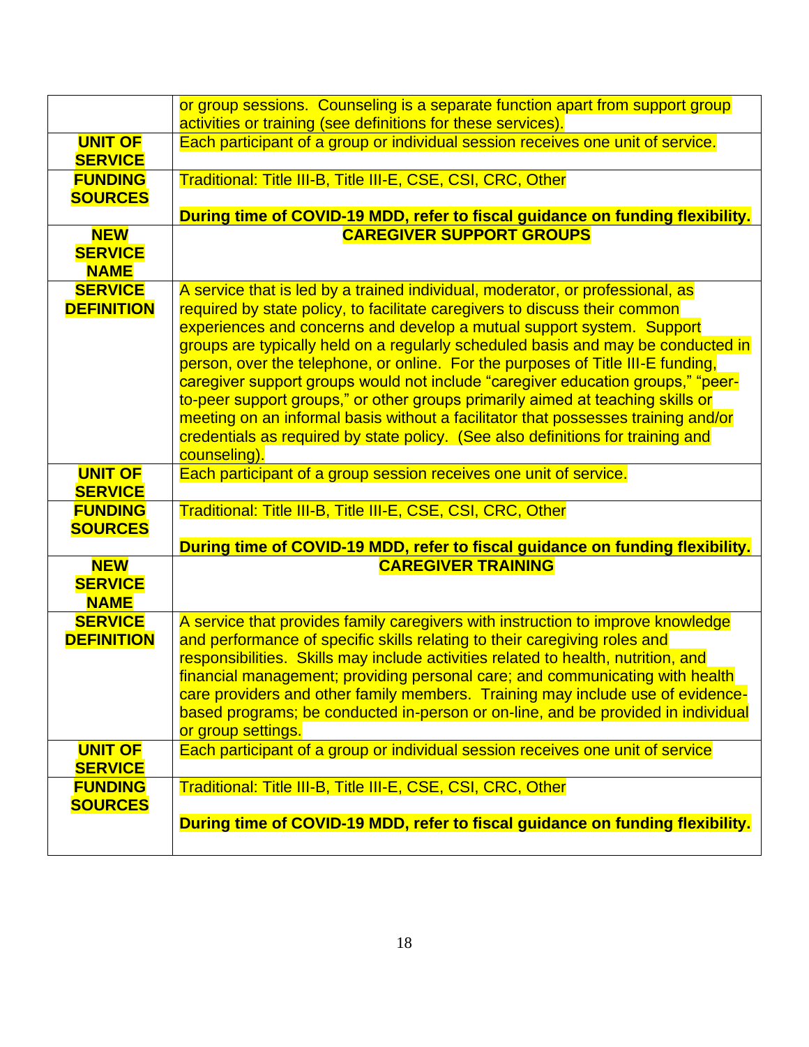| | |
|---|---|
| | or group sessions. Counseling is a separate function apart from support group activities or training (see definitions for these services). |
| **UNIT OF SERVICE** | Each participant of a group or individual session receives one unit of service. |
| **FUNDING SOURCES** | Traditional: Title III-B, Title III-E, CSE, CSI, CRC, Other<br><br>**During time of COVID-19 MDD, refer to fiscal guidance on funding flexibility.** |
| **NEW SERVICE NAME** | **CAREGIVER SUPPORT GROUPS** |
| **SERVICE DEFINITION** | A service that is led by a trained individual, moderator, or professional, as required by state policy, to facilitate caregivers to discuss their common experiences and concerns and develop a mutual support system. Support groups are typically held on a regularly scheduled basis and may be conducted in person, over the telephone, or online. For the purposes of Title III-E funding, caregiver support groups would not include "caregiver education groups," "peer-to-peer support groups," or other groups primarily aimed at teaching skills or meeting on an informal basis without a facilitator that possesses training and/or credentials as required by state policy. (See also definitions for training and counseling). |
| **UNIT OF SERVICE** | Each participant of a group session receives one unit of service. |
| **FUNDING SOURCES** | Traditional: Title III-B, Title III-E, CSE, CSI, CRC, Other<br><br>**During time of COVID-19 MDD, refer to fiscal guidance on funding flexibility.** |
| **NEW SERVICE NAME** | **CAREGIVER TRAINING** |
| **SERVICE DEFINITION** | A service that provides family caregivers with instruction to improve knowledge and performance of specific skills relating to their caregiving roles and responsibilities. Skills may include activities related to health, nutrition, and financial management; providing personal care; and communicating with health care providers and other family members. Training may include use of evidence-based programs; be conducted in-person or on-line, and be provided in individual or group settings. |
| **UNIT OF SERVICE** | Each participant of a group or individual session receives one unit of service |
| **FUNDING SOURCES** | Traditional: Title III-B, Title III-E, CSE, CSI, CRC, Other<br><br>**During time of COVID-19 MDD, refer to fiscal guidance on funding flexibility.** |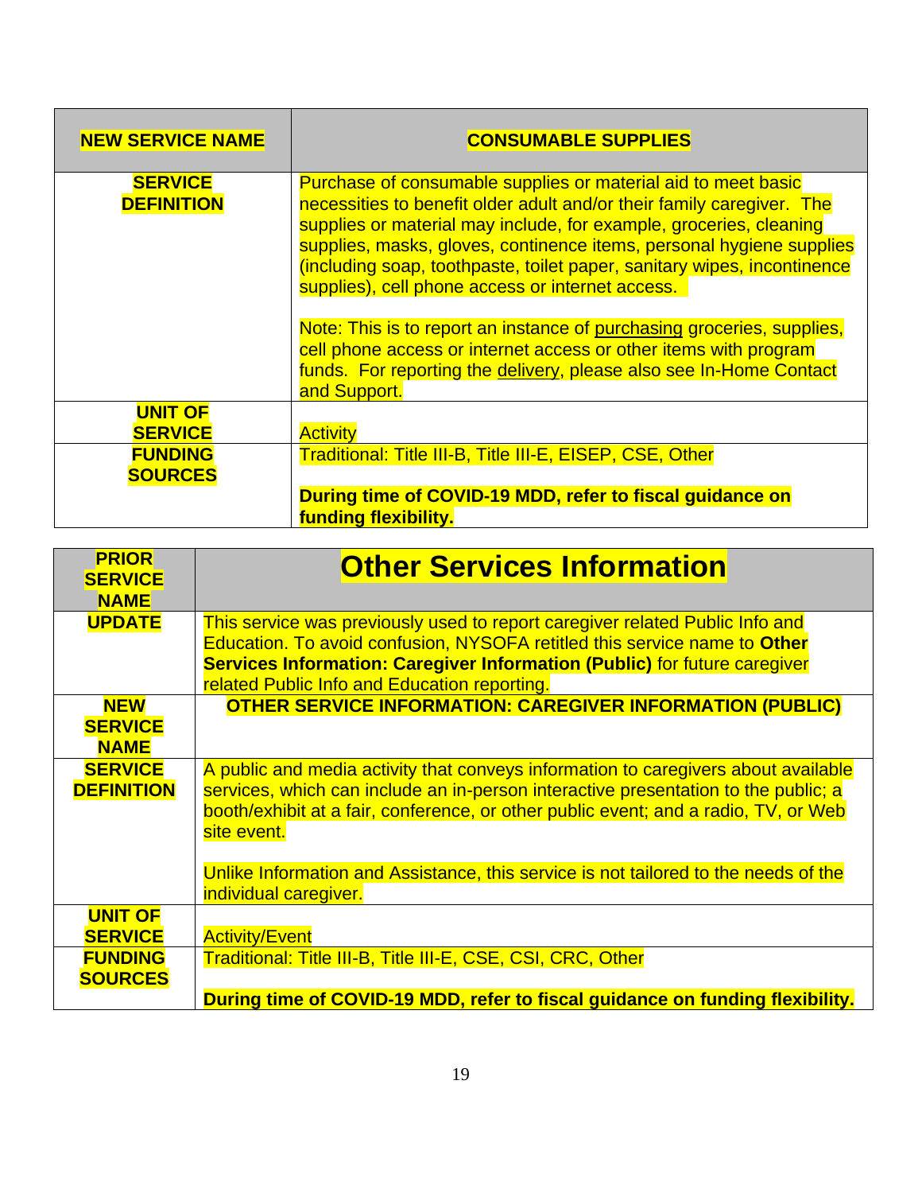| **NEW SERVICE NAME** | **CONSUMABLE SUPPLIES** |
|---|---|
| **SERVICE DEFINITION** | Purchase of consumable supplies or material aid to meet basic necessities to benefit older adult and/or their family caregiver. The supplies or material may include, for example, groceries, cleaning supplies, masks, gloves, continence items, personal hygiene supplies (including soap, toothpaste, toilet paper, sanitary wipes, incontinence supplies), cell phone access or internet access.<br><br>Note: This is to report an instance of purchasing groceries, supplies, cell phone access or internet access or other items with program funds. For reporting the delivery, please also see In-Home Contact and Support. |
| **UNIT OF SERVICE** | Activity |
| **FUNDING SOURCES** | Traditional: Title III-B, Title III-E, EISEP, CSE, Other<br><br>**During time of COVID-19 MDD, refer to fiscal guidance on funding flexibility.** |

| **PRIOR SERVICE NAME** | **Other Services Information** |
|---|---|
| **UPDATE** | This service was previously used to report caregiver related Public Info and Education. To avoid confusion, NYSOFA retitled this service name to **Other Services Information: Caregiver Information (Public)** for future caregiver related Public Info and Education reporting. |
| **NEW SERVICE NAME** | **OTHER SERVICE INFORMATION: CAREGIVER INFORMATION (PUBLIC)** |
| **SERVICE DEFINITION** | A public and media activity that conveys information to caregivers about available services, which can include an in-person interactive presentation to the public; a booth/exhibit at a fair, conference, or other public event; and a radio, TV, or Web site event.<br><br>Unlike Information and Assistance, this service is not tailored to the needs of the individual caregiver. |
| **UNIT OF SERVICE** | Activity/Event |
| **FUNDING SOURCES** | Traditional: Title III-B, Title III-E, CSE, CSI, CRC, Other<br><br>**During time of COVID-19 MDD, refer to fiscal guidance on funding flexibility.** |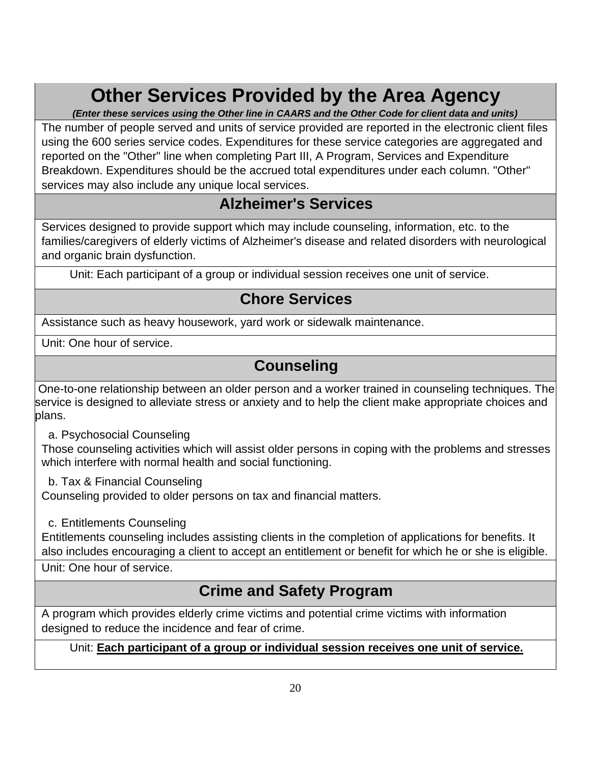# Other Services Provided by the Area Agency

***(Enter these services using the Other line in CAARS and the Other Code for client data and units)***

The number of people served and units of service provided are reported in the electronic client files using the 600 series service codes. Expenditures for these service categories are aggregated and reported on the "Other" line when completing Part III, A Program, Services and Expenditure Breakdown. Expenditures should be the accrued total expenditures under each column. "Other" services may also include any unique local services.

## Alzheimer's Services

Services designed to provide support which may include counseling, information, etc. to the families/caregivers of elderly victims of Alzheimer's disease and related disorders with neurological and organic brain dysfunction.

Unit: Each participant of a group or individual session receives one unit of service.

## Chore Services

Assistance such as heavy housework, yard work or sidewalk maintenance.

Unit: One hour of service.

## Counseling

One-to-one relationship between an older person and a worker trained in counseling techniques. The service is designed to alleviate stress or anxiety and to help the client make appropriate choices and plans.

a. Psychosocial Counseling

Those counseling activities which will assist older persons in coping with the problems and stresses which interfere with normal health and social functioning.

b. Tax & Financial Counseling

Counseling provided to older persons on tax and financial matters.

c. Entitlements Counseling

Entitlements counseling includes assisting clients in the completion of applications for benefits. It also includes encouraging a client to accept an entitlement or benefit for which he or she is eligible.

Unit: One hour of service.

## Crime and Safety Program

A program which provides elderly crime victims and potential crime victims with information designed to reduce the incidence and fear of crime.

Unit: **Each participant of a group or individual session receives one unit of service.**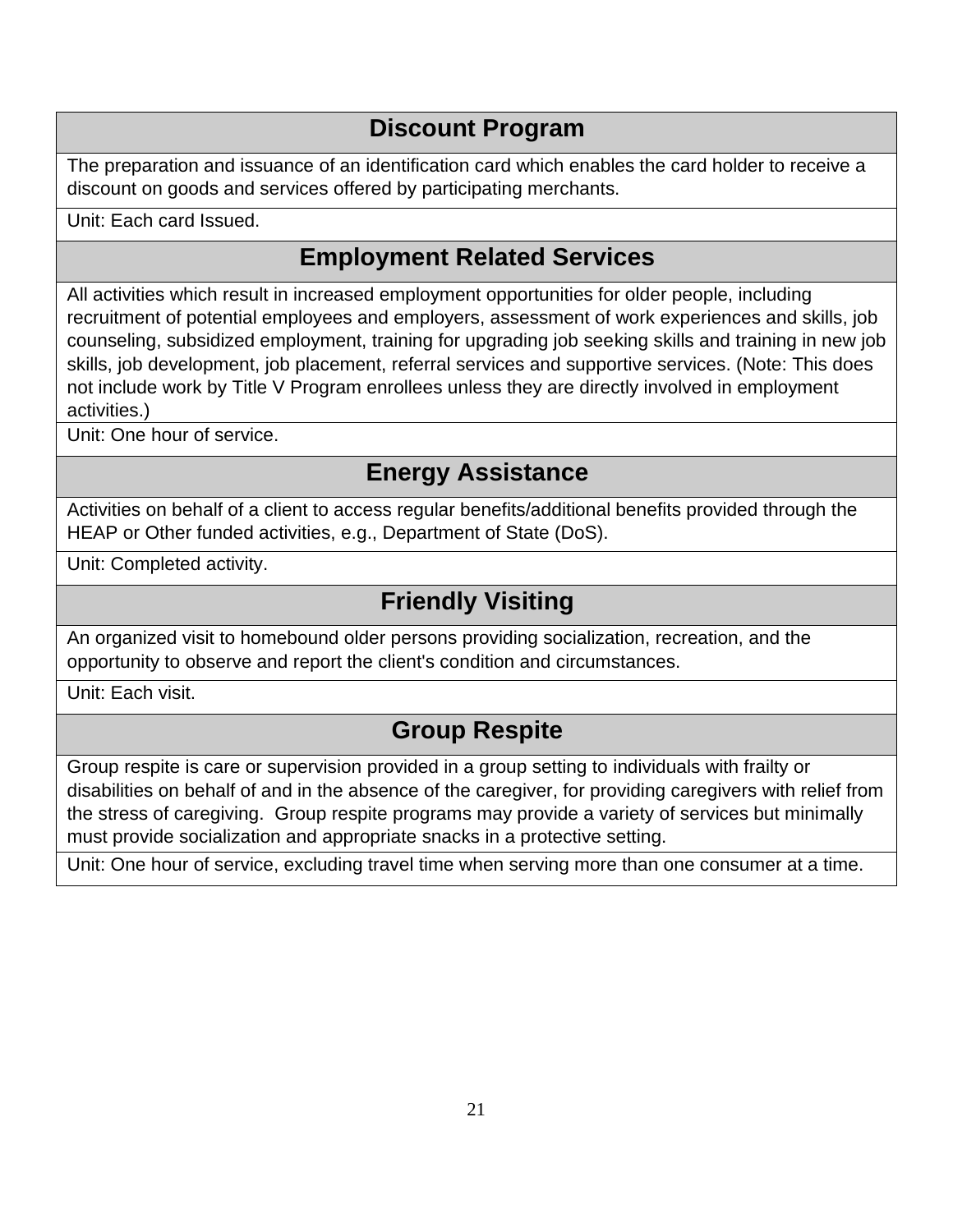## Discount Program

The preparation and issuance of an identification card which enables the card holder to receive a discount on goods and services offered by participating merchants.

Unit: Each card Issued.

## Employment Related Services

All activities which result in increased employment opportunities for older people, including recruitment of potential employees and employers, assessment of work experiences and skills, job counseling, subsidized employment, training for upgrading job seeking skills and training in new job skills, job development, job placement, referral services and supportive services. (Note: This does not include work by Title V Program enrollees unless they are directly involved in employment activities.)

Unit: One hour of service.

## Energy Assistance

Activities on behalf of a client to access regular benefits/additional benefits provided through the HEAP or Other funded activities, e.g., Department of State (DoS).

Unit: Completed activity.

## Friendly Visiting

An organized visit to homebound older persons providing socialization, recreation, and the opportunity to observe and report the client's condition and circumstances.

Unit: Each visit.

## Group Respite

Group respite is care or supervision provided in a group setting to individuals with frailty or disabilities on behalf of and in the absence of the caregiver, for providing caregivers with relief from the stress of caregiving. Group respite programs may provide a variety of services but minimally must provide socialization and appropriate snacks in a protective setting.

Unit: One hour of service, excluding travel time when serving more than one consumer at a time.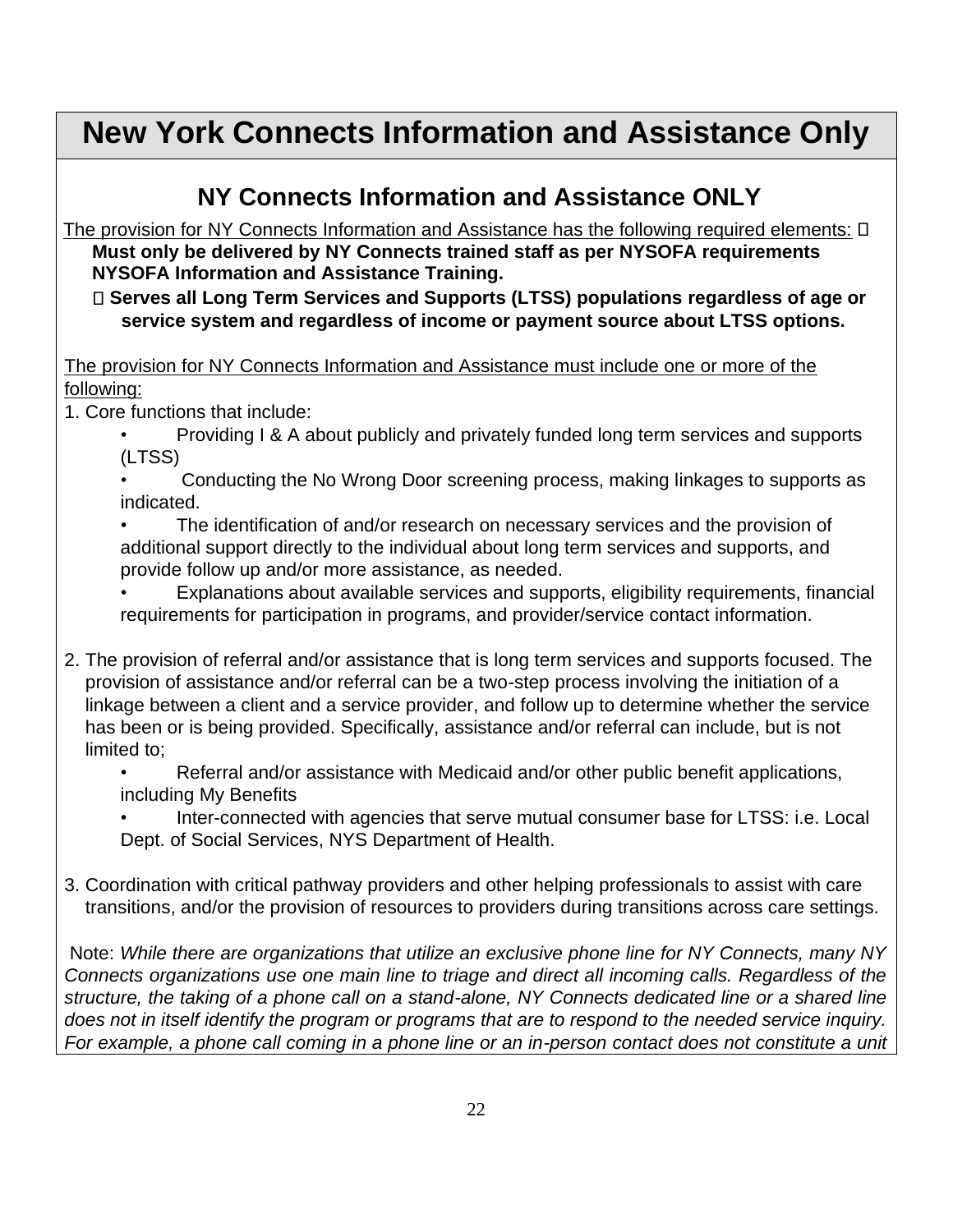# New York Connects Information and Assistance Only

## NY Connects Information and Assistance ONLY

The provision for NY Connects Information and Assistance has the following required elements: 

- **Must only be delivered by NY Connects trained staff as per NYSOFA requirements NYSOFA Information and Assistance Training.**
- **Serves all Long Term Services and Supports (LTSS) populations regardless of age or service system and regardless of income or payment source about LTSS options.**

The provision for NY Connects Information and Assistance must include one or more of the following:

1. Core functions that include:
   - Providing I & A about publicly and privately funded long term services and supports (LTSS)
   - Conducting the No Wrong Door screening process, making linkages to supports as indicated.
   - The identification of and/or research on necessary services and the provision of additional support directly to the individual about long term services and supports, and provide follow up and/or more assistance, as needed.
   - Explanations about available services and supports, eligibility requirements, financial requirements for participation in programs, and provider/service contact information.

2. The provision of referral and/or assistance that is long term services and supports focused. The provision of assistance and/or referral can be a two-step process involving the initiation of a linkage between a client and a service provider, and follow up to determine whether the service has been or is being provided. Specifically, assistance and/or referral can include, but is not limited to;
   - Referral and/or assistance with Medicaid and/or other public benefit applications, including My Benefits
   - Inter-connected with agencies that serve mutual consumer base for LTSS: i.e. Local Dept. of Social Services, NYS Department of Health.

3. Coordination with critical pathway providers and other helping professionals to assist with care transitions, and/or the provision of resources to providers during transitions across care settings.

Note: *While there are organizations that utilize an exclusive phone line for NY Connects, many NY Connects organizations use one main line to triage and direct all incoming calls. Regardless of the structure, the taking of a phone call on a stand-alone, NY Connects dedicated line or a shared line does not in itself identify the program or programs that are to respond to the needed service inquiry. For example, a phone call coming in a phone line or an in-person contact does not constitute a unit*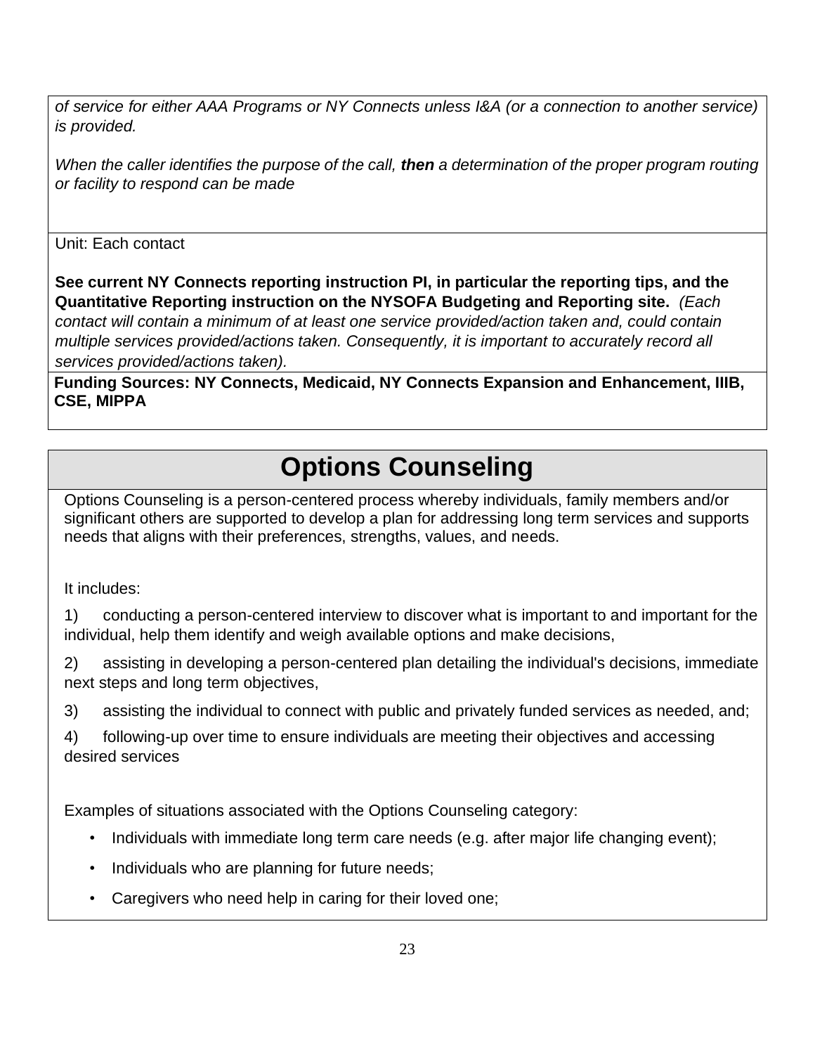*of service for either AAA Programs or NY Connects unless I&A (or a connection to another service) is provided.*

*When the caller identifies the purpose of the call, **then** a determination of the proper program routing or facility to respond can be made*

Unit: Each contact

**See current NY Connects reporting instruction PI, in particular the reporting tips, and the Quantitative Reporting instruction on the NYSOFA Budgeting and Reporting site.** *(Each contact will contain a minimum of at least one service provided/action taken and, could contain multiple services provided/actions taken. Consequently, it is important to accurately record all services provided/actions taken).*

**Funding Sources: NY Connects, Medicaid, NY Connects Expansion and Enhancement, IIIB, CSE, MIPPA**

# Options Counseling

Options Counseling is a person-centered process whereby individuals, family members and/or significant others are supported to develop a plan for addressing long term services and supports needs that aligns with their preferences, strengths, values, and needs.

It includes:

1) conducting a person-centered interview to discover what is important to and important for the individual, help them identify and weigh available options and make decisions,

2) assisting in developing a person-centered plan detailing the individual's decisions, immediate next steps and long term objectives,

3) assisting the individual to connect with public and privately funded services as needed, and;

4) following-up over time to ensure individuals are meeting their objectives and accessing desired services

Examples of situations associated with the Options Counseling category:

- Individuals with immediate long term care needs (e.g. after major life changing event);
- Individuals who are planning for future needs;
- Caregivers who need help in caring for their loved one;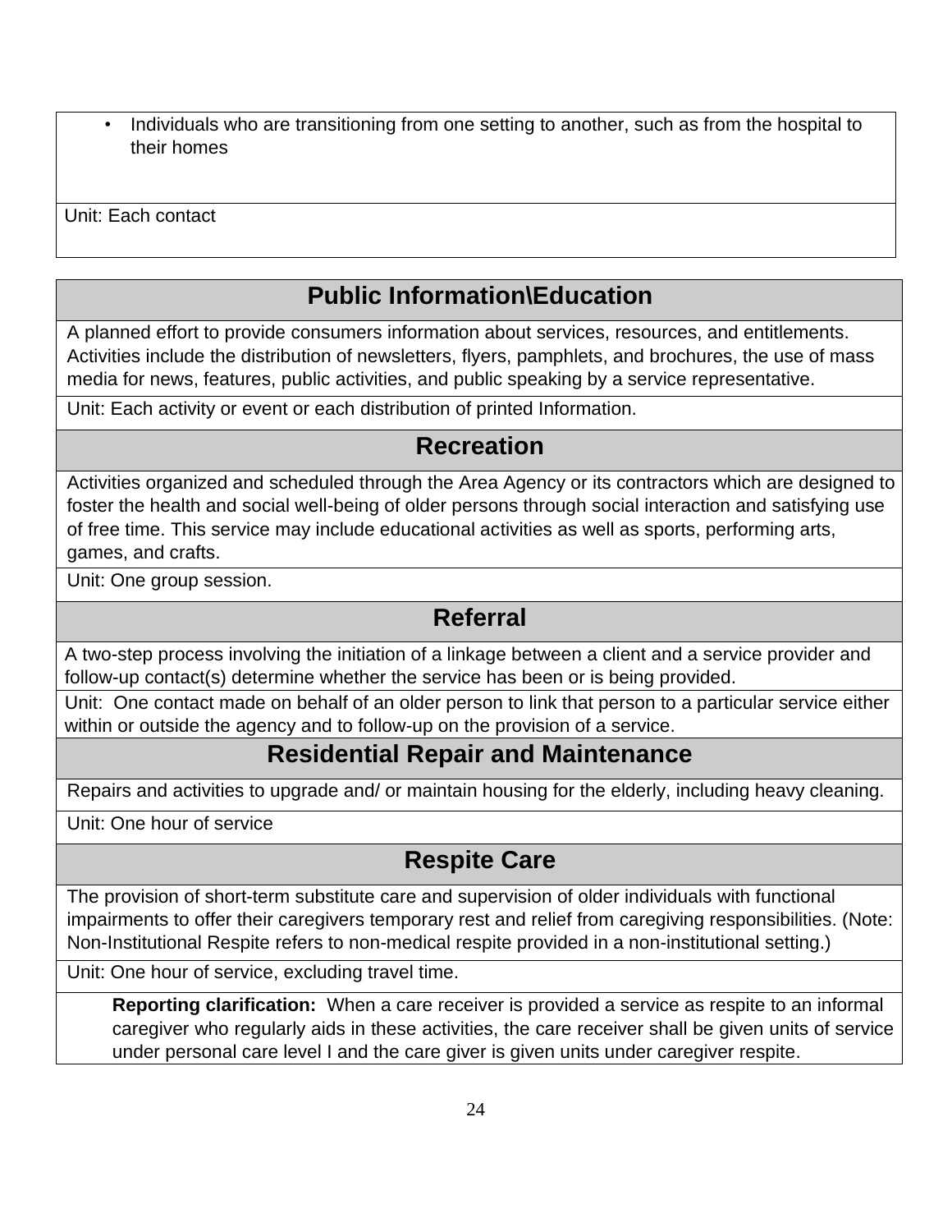- Individuals who are transitioning from one setting to another, such as from the hospital to their homes

Unit: Each contact

## Public Information\Education

A planned effort to provide consumers information about services, resources, and entitlements. Activities include the distribution of newsletters, flyers, pamphlets, and brochures, the use of mass media for news, features, public activities, and public speaking by a service representative.

Unit: Each activity or event or each distribution of printed Information.

## Recreation

Activities organized and scheduled through the Area Agency or its contractors which are designed to foster the health and social well-being of older persons through social interaction and satisfying use of free time. This service may include educational activities as well as sports, performing arts, games, and crafts.

Unit: One group session.

## Referral

A two-step process involving the initiation of a linkage between a client and a service provider and follow-up contact(s) determine whether the service has been or is being provided.

Unit: One contact made on behalf of an older person to link that person to a particular service either within or outside the agency and to follow-up on the provision of a service.

## Residential Repair and Maintenance

Repairs and activities to upgrade and/ or maintain housing for the elderly, including heavy cleaning.

Unit: One hour of service

## Respite Care

The provision of short-term substitute care and supervision of older individuals with functional impairments to offer their caregivers temporary rest and relief from caregiving responsibilities. (Note: Non-Institutional Respite refers to non-medical respite provided in a non-institutional setting.)

Unit: One hour of service, excluding travel time.

**Reporting clarification:** When a care receiver is provided a service as respite to an informal caregiver who regularly aids in these activities, the care receiver shall be given units of service under personal care level I and the care giver is given units under caregiver respite.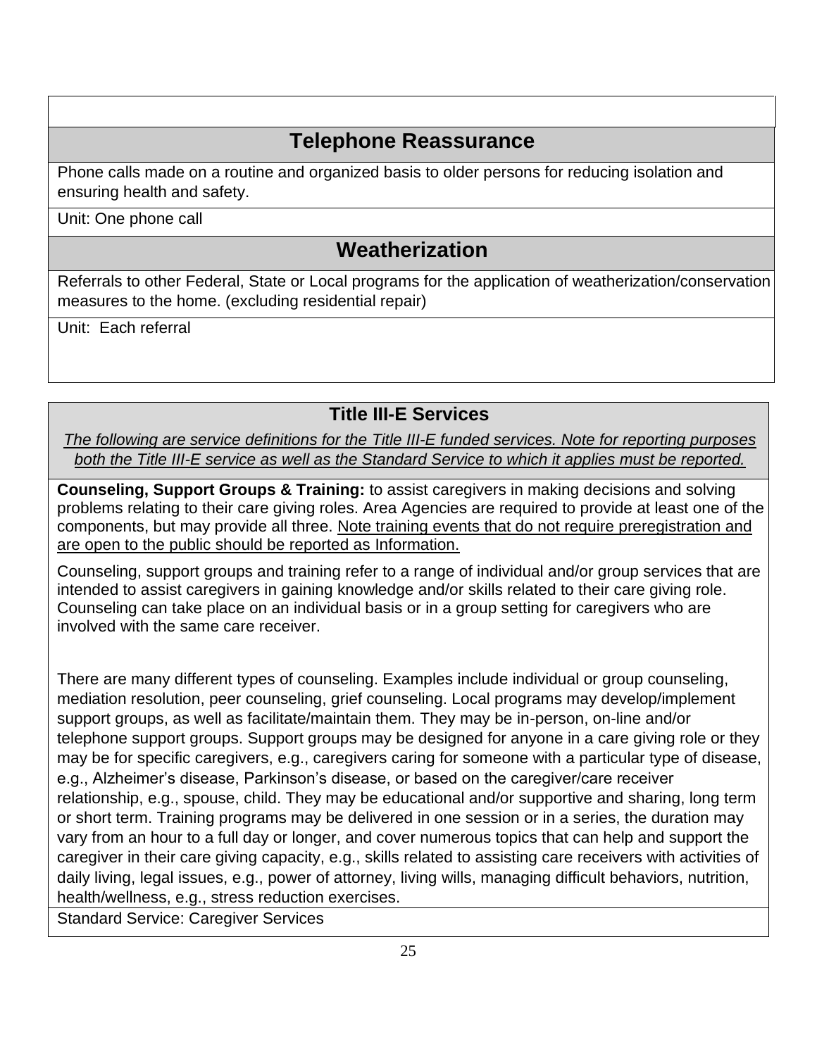## Telephone Reassurance

Phone calls made on a routine and organized basis to older persons for reducing isolation and ensuring health and safety.

Unit: One phone call

## Weatherization

Referrals to other Federal, State or Local programs for the application of weatherization/conservation measures to the home. (excluding residential repair)

Unit: Each referral

## Title III-E Services

*The following are service definitions for the Title III-E funded services. Note for reporting purposes both the Title III-E service as well as the Standard Service to which it applies must be reported.*

**Counseling, Support Groups & Training:** to assist caregivers in making decisions and solving problems relating to their care giving roles. Area Agencies are required to provide at least one of the components, but may provide all three. Note training events that do not require preregistration and are open to the public should be reported as Information.

Counseling, support groups and training refer to a range of individual and/or group services that are intended to assist caregivers in gaining knowledge and/or skills related to their care giving role. Counseling can take place on an individual basis or in a group setting for caregivers who are involved with the same care receiver.

There are many different types of counseling. Examples include individual or group counseling, mediation resolution, peer counseling, grief counseling. Local programs may develop/implement support groups, as well as facilitate/maintain them. They may be in-person, on-line and/or telephone support groups. Support groups may be designed for anyone in a care giving role or they may be for specific caregivers, e.g., caregivers caring for someone with a particular type of disease, e.g., Alzheimer's disease, Parkinson's disease, or based on the caregiver/care receiver relationship, e.g., spouse, child. They may be educational and/or supportive and sharing, long term or short term. Training programs may be delivered in one session or in a series, the duration may vary from an hour to a full day or longer, and cover numerous topics that can help and support the caregiver in their care giving capacity, e.g., skills related to assisting care receivers with activities of daily living, legal issues, e.g., power of attorney, living wills, managing difficult behaviors, nutrition, health/wellness, e.g., stress reduction exercises.

Standard Service: Caregiver Services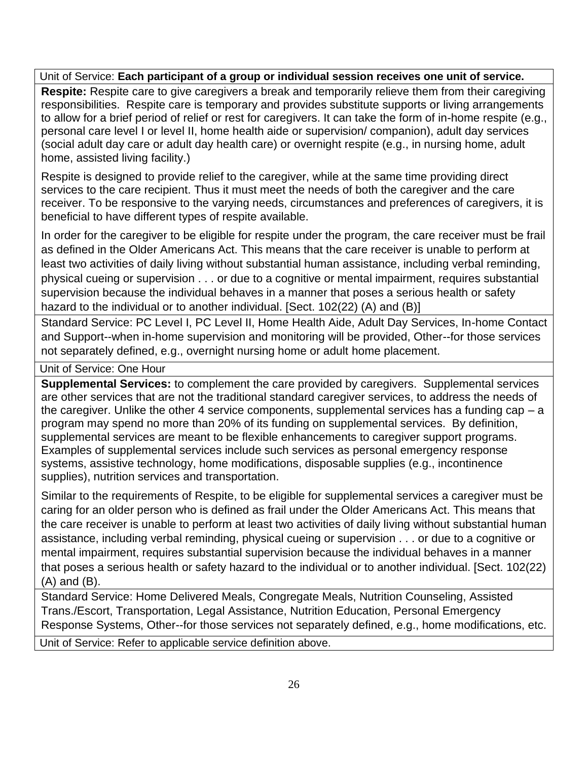Unit of Service: **Each participant of a group or individual session receives one unit of service.**

**Respite:** Respite care to give caregivers a break and temporarily relieve them from their caregiving responsibilities. Respite care is temporary and provides substitute supports or living arrangements to allow for a brief period of relief or rest for caregivers. It can take the form of in-home respite (e.g., personal care level I or level II, home health aide or supervision/ companion), adult day services (social adult day care or adult day health care) or overnight respite (e.g., in nursing home, adult home, assisted living facility.)

Respite is designed to provide relief to the caregiver, while at the same time providing direct services to the care recipient. Thus it must meet the needs of both the caregiver and the care receiver. To be responsive to the varying needs, circumstances and preferences of caregivers, it is beneficial to have different types of respite available.

In order for the caregiver to be eligible for respite under the program, the care receiver must be frail as defined in the Older Americans Act. This means that the care receiver is unable to perform at least two activities of daily living without substantial human assistance, including verbal reminding, physical cueing or supervision . . . or due to a cognitive or mental impairment, requires substantial supervision because the individual behaves in a manner that poses a serious health or safety hazard to the individual or to another individual. [Sect. 102(22) (A) and (B)]

Standard Service: PC Level I, PC Level II, Home Health Aide, Adult Day Services, In-home Contact and Support--when in-home supervision and monitoring will be provided, Other--for those services not separately defined, e.g., overnight nursing home or adult home placement.

Unit of Service: One Hour

**Supplemental Services:** to complement the care provided by caregivers. Supplemental services are other services that are not the traditional standard caregiver services, to address the needs of the caregiver. Unlike the other 4 service components, supplemental services has a funding cap – a program may spend no more than 20% of its funding on supplemental services. By definition, supplemental services are meant to be flexible enhancements to caregiver support programs. Examples of supplemental services include such services as personal emergency response systems, assistive technology, home modifications, disposable supplies (e.g., incontinence supplies), nutrition services and transportation.

Similar to the requirements of Respite, to be eligible for supplemental services a caregiver must be caring for an older person who is defined as frail under the Older Americans Act. This means that the care receiver is unable to perform at least two activities of daily living without substantial human assistance, including verbal reminding, physical cueing or supervision . . . or due to a cognitive or mental impairment, requires substantial supervision because the individual behaves in a manner that poses a serious health or safety hazard to the individual or to another individual. [Sect. 102(22) (A) and (B).

Standard Service: Home Delivered Meals, Congregate Meals, Nutrition Counseling, Assisted Trans./Escort, Transportation, Legal Assistance, Nutrition Education, Personal Emergency Response Systems, Other--for those services not separately defined, e.g., home modifications, etc.

Unit of Service: Refer to applicable service definition above.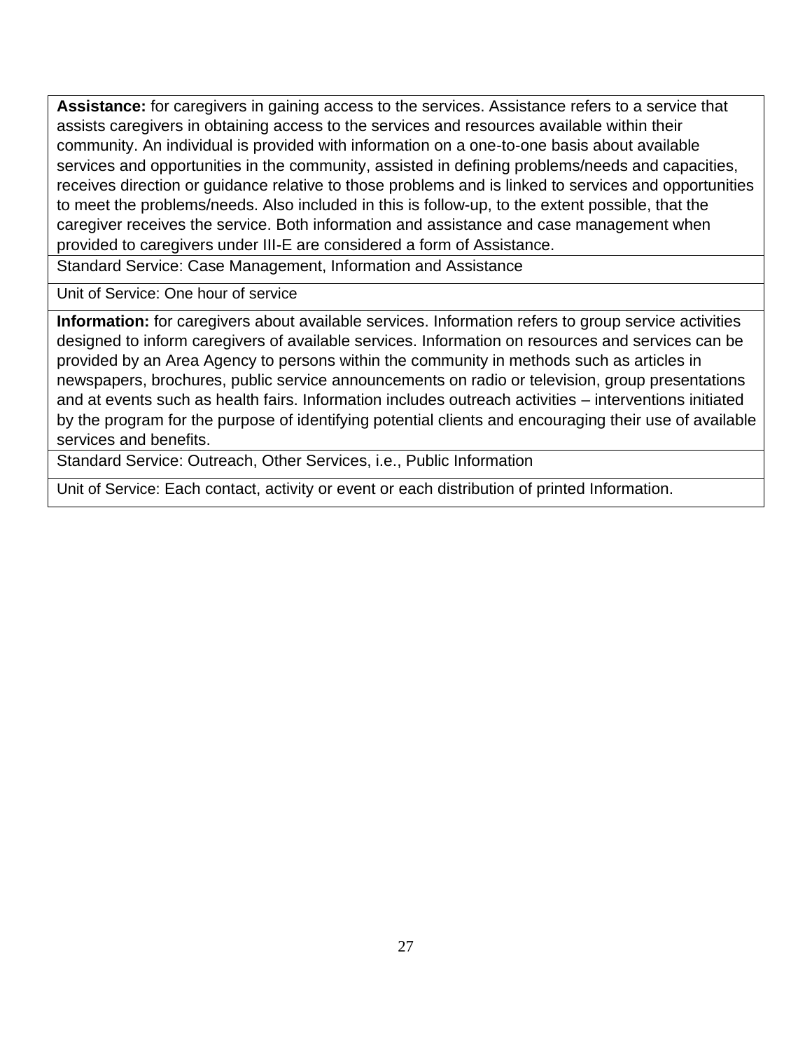| |
|---|
| **Assistance:** for caregivers in gaining access to the services. Assistance refers to a service that assists caregivers in obtaining access to the services and resources available within their community. An individual is provided with information on a one-to-one basis about available services and opportunities in the community, assisted in defining problems/needs and capacities, receives direction or guidance relative to those problems and is linked to services and opportunities to meet the problems/needs. Also included in this is follow-up, to the extent possible, that the caregiver receives the service. Both information and assistance and case management when provided to caregivers under III-E are considered a form of Assistance. |
| Standard Service: Case Management, Information and Assistance |
| Unit of Service: One hour of service |
| **Information:** for caregivers about available services. Information refers to group service activities designed to inform caregivers of available services. Information on resources and services can be provided by an Area Agency to persons within the community in methods such as articles in newspapers, brochures, public service announcements on radio or television, group presentations and at events such as health fairs. Information includes outreach activities – interventions initiated by the program for the purpose of identifying potential clients and encouraging their use of available services and benefits. |
| Standard Service: Outreach, Other Services, i.e., Public Information |
| Unit of Service: Each contact, activity or event or each distribution of printed Information. |